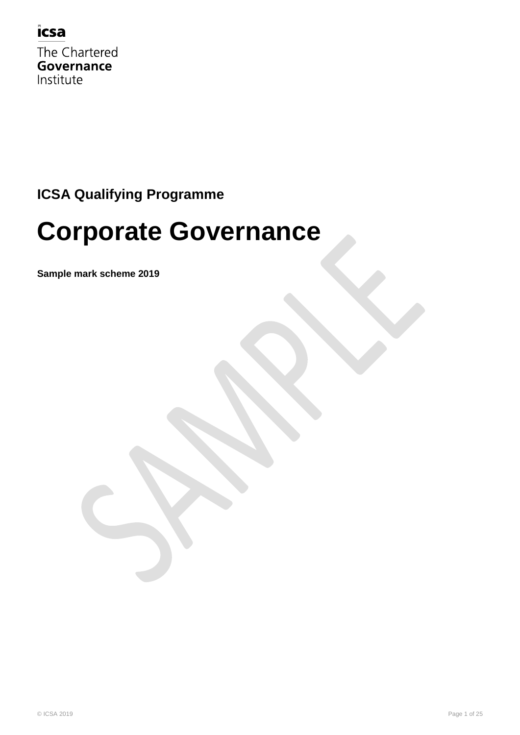icsa

The Chartered
**Governance**
Institute

**ICSA Qualifying Programme**

# Corporate Governance

**Sample mark scheme 2019**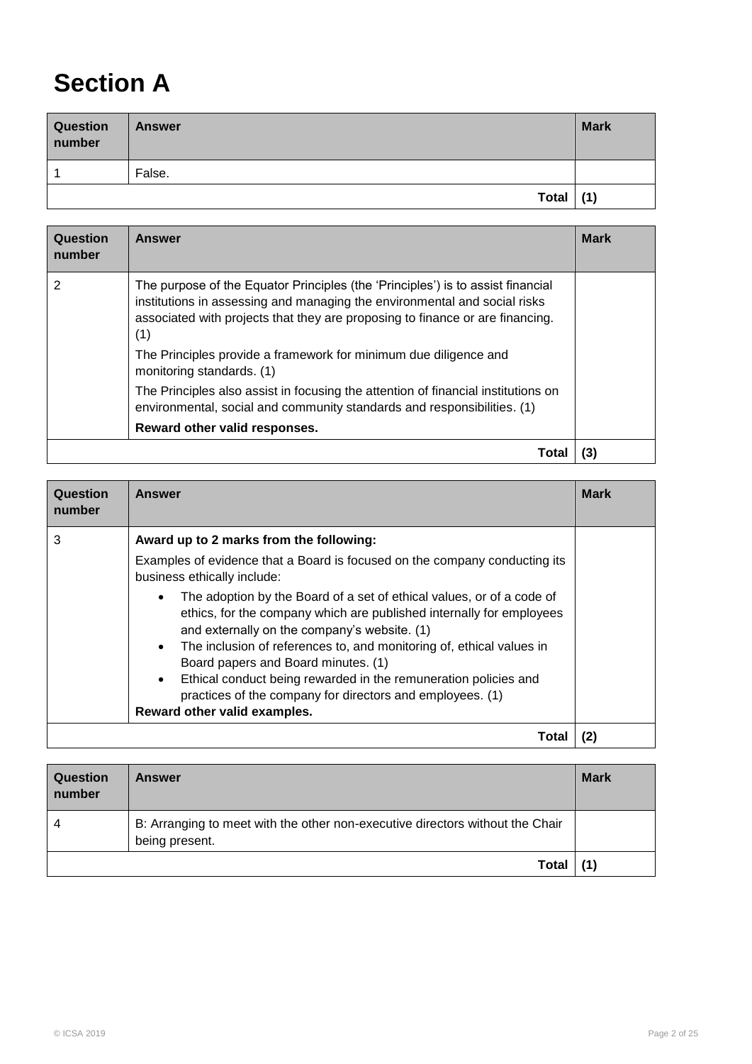# Section A

| Question number | Answer | Mark |
|---|---|---|
| 1 | False. | |
| | **Total** | **(1)** |

| Question number | Answer | Mark |
|---|---|---|
| 2 | The purpose of the Equator Principles (the 'Principles') is to assist financial institutions in assessing and managing the environmental and social risks associated with projects that they are proposing to finance or are financing. (1)<br><br>The Principles provide a framework for minimum due diligence and monitoring standards. (1)<br><br>The Principles also assist in focusing the attention of financial institutions on environmental, social and community standards and responsibilities. (1)<br><br>**Reward other valid responses.** | |
| | **Total** | **(3)** |

| Question number | Answer | Mark |
|---|---|---|
| 3 | **Award up to 2 marks from the following:**<br><br>Examples of evidence that a Board is focused on the company conducting its business ethically include:<br><br>• The adoption by the Board of a set of ethical values, or of a code of ethics, for the company which are published internally for employees and externally on the company's website. (1)<br>• The inclusion of references to, and monitoring of, ethical values in Board papers and Board minutes. (1)<br>• Ethical conduct being rewarded in the remuneration policies and practices of the company for directors and employees. (1)<br><br>**Reward other valid examples.** | |
| | **Total** | **(2)** |

| Question number | Answer | Mark |
|---|---|---|
| 4 | B: Arranging to meet with the other non-executive directors without the Chair being present. | |
| | **Total** | **(1)** |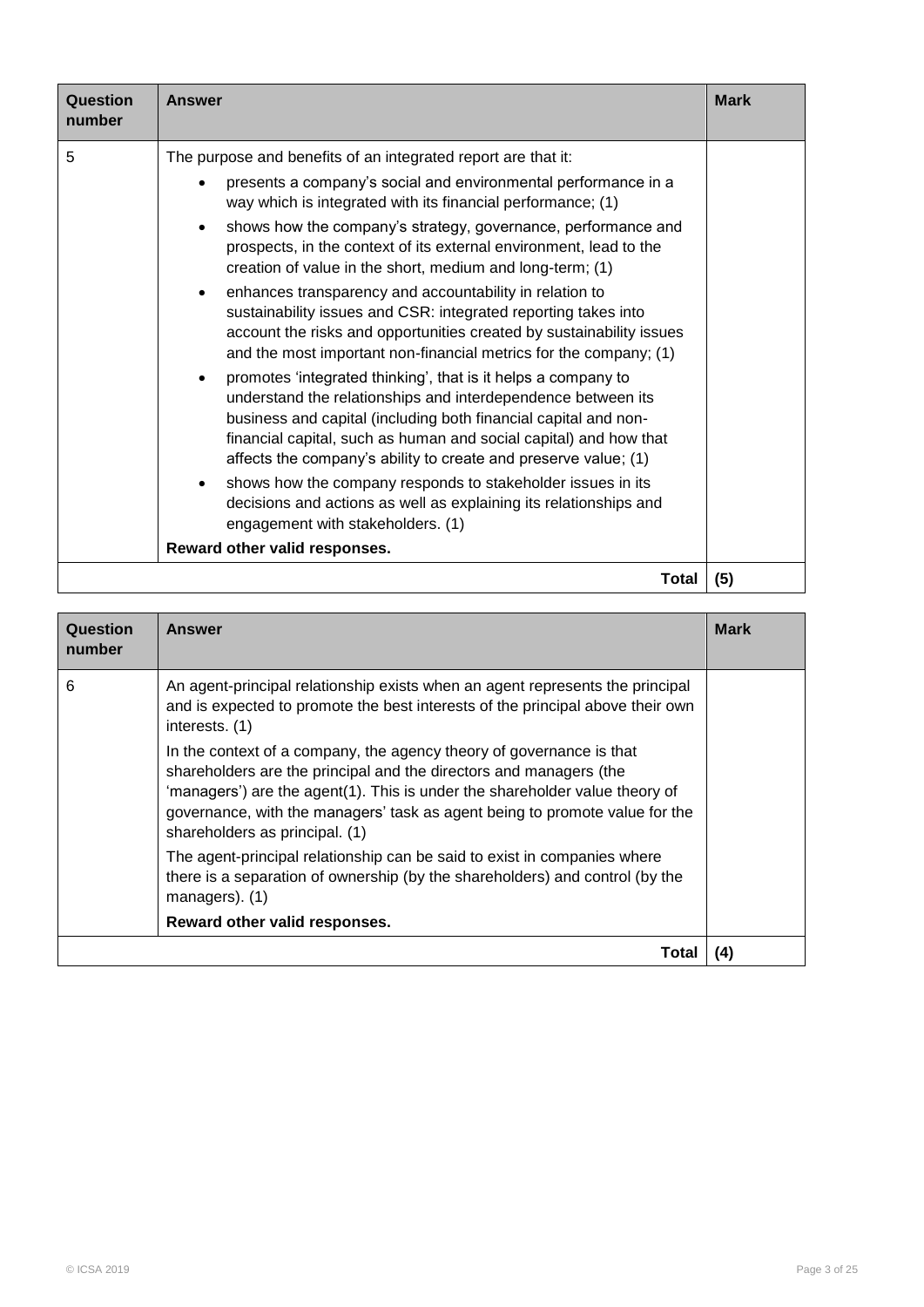| Question number | Answer | Mark |
|---|---|---|
| 5 | The purpose and benefits of an integrated report are that it:<br>• presents a company's social and environmental performance in a way which is integrated with its financial performance; (1)<br>• shows how the company's strategy, governance, performance and prospects, in the context of its external environment, lead to the creation of value in the short, medium and long-term; (1)<br>• enhances transparency and accountability in relation to sustainability issues and CSR: integrated reporting takes into account the risks and opportunities created by sustainability issues and the most important non-financial metrics for the company; (1)<br>• promotes 'integrated thinking', that is it helps a company to understand the relationships and interdependence between its business and capital (including both financial capital and non-financial capital, such as human and social capital) and how that affects the company's ability to create and preserve value; (1)<br>• shows how the company responds to stakeholder issues in its decisions and actions as well as explaining its relationships and engagement with stakeholders. (1)<br>**Reward other valid responses.** | |
| | **Total** | **(5)** |

| Question number | Answer | Mark |
|---|---|---|
| 6 | An agent-principal relationship exists when an agent represents the principal and is expected to promote the best interests of the principal above their own interests. (1)<br>In the context of a company, the agency theory of governance is that shareholders are the principal and the directors and managers (the 'managers') are the agent(1). This is under the shareholder value theory of governance, with the managers' task as agent being to promote value for the shareholders as principal. (1)<br>The agent-principal relationship can be said to exist in companies where there is a separation of ownership (by the shareholders) and control (by the managers). (1)<br>**Reward other valid responses.** | |
| | **Total** | **(4)** |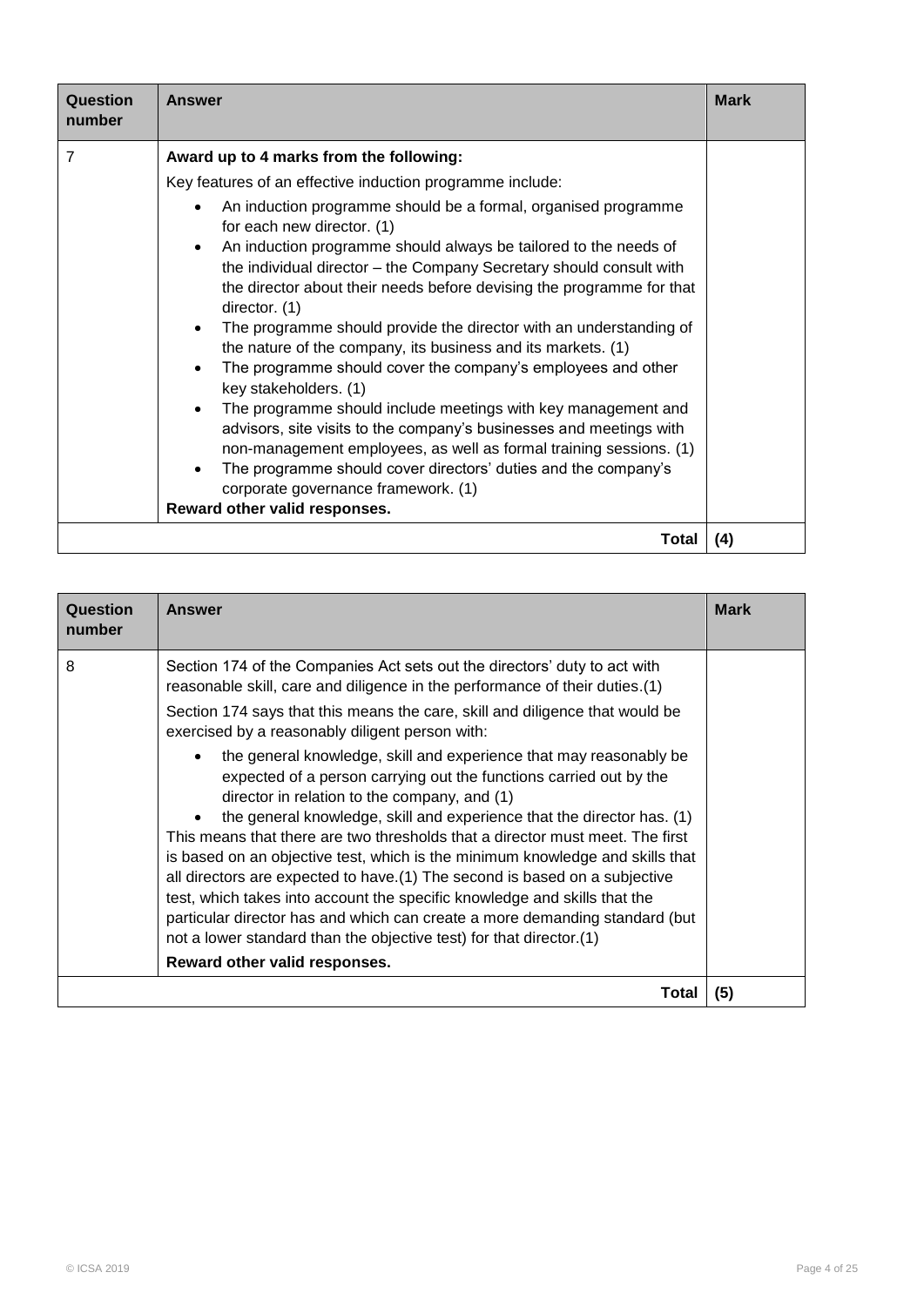| Question number | Answer | Mark |
|---|---|---|
| 7 | **Award up to 4 marks from the following:**<br><br>Key features of an effective induction programme include:<br><br>• An induction programme should be a formal, organised programme for each new director. (1)<br>• An induction programme should always be tailored to the needs of the individual director – the Company Secretary should consult with the director about their needs before devising the programme for that director. (1)<br>• The programme should provide the director with an understanding of the nature of the company, its business and its markets. (1)<br>• The programme should cover the company's employees and other key stakeholders. (1)<br>• The programme should include meetings with key management and advisors, site visits to the company's businesses and meetings with non-management employees, as well as formal training sessions. (1)<br>• The programme should cover directors' duties and the company's corporate governance framework. (1)<br><br>**Reward other valid responses.** | |
| | **Total** | **(4)** |

| Question number | Answer | Mark |
|---|---|---|
| 8 | Section 174 of the Companies Act sets out the directors' duty to act with reasonable skill, care and diligence in the performance of their duties.(1)<br><br>Section 174 says that this means the care, skill and diligence that would be exercised by a reasonably diligent person with:<br><br>• the general knowledge, skill and experience that may reasonably be expected of a person carrying out the functions carried out by the director in relation to the company, and (1)<br>• the general knowledge, skill and experience that the director has. (1)<br><br>This means that there are two thresholds that a director must meet. The first is based on an objective test, which is the minimum knowledge and skills that all directors are expected to have.(1) The second is based on a subjective test, which takes into account the specific knowledge and skills that the particular director has and which can create a more demanding standard (but not a lower standard than the objective test) for that director.(1)<br><br>**Reward other valid responses.** | |
| | **Total** | **(5)** |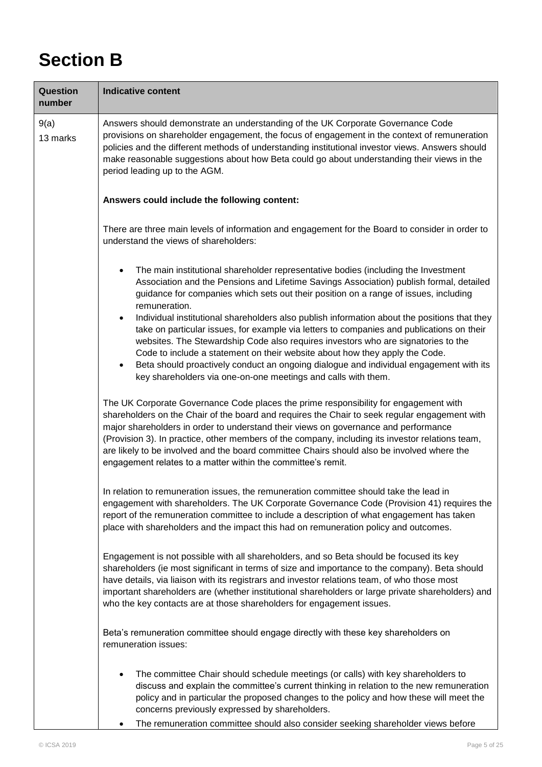# Section B

| Question number | Indicative content |
| --- | --- |
| 9(a)<br>13 marks | Answers should demonstrate an understanding of the UK Corporate Governance Code provisions on shareholder engagement, the focus of engagement in the context of remuneration policies and the different methods of understanding institutional investor views. Answers should make reasonable suggestions about how Beta could go about understanding their views in the period leading up to the AGM.<br><br>**Answers could include the following content:**<br><br>There are three main levels of information and engagement for the Board to consider in order to understand the views of shareholders:<br><br>• The main institutional shareholder representative bodies (including the Investment Association and the Pensions and Lifetime Savings Association) publish formal, detailed guidance for companies which sets out their position on a range of issues, including remuneration.<br>• Individual institutional shareholders also publish information about the positions that they take on particular issues, for example via letters to companies and publications on their websites. The Stewardship Code also requires investors who are signatories to the Code to include a statement on their website about how they apply the Code.<br>• Beta should proactively conduct an ongoing dialogue and individual engagement with its key shareholders via one-on-one meetings and calls with them.<br><br>The UK Corporate Governance Code places the prime responsibility for engagement with shareholders on the Chair of the board and requires the Chair to seek regular engagement with major shareholders in order to understand their views on governance and performance (Provision 3). In practice, other members of the company, including its investor relations team, are likely to be involved and the board committee Chairs should also be involved where the engagement relates to a matter within the committee's remit.<br><br>In relation to remuneration issues, the remuneration committee should take the lead in engagement with shareholders. The UK Corporate Governance Code (Provision 41) requires the report of the remuneration committee to include a description of what engagement has taken place with shareholders and the impact this had on remuneration policy and outcomes.<br><br>Engagement is not possible with all shareholders, and so Beta should be focused its key shareholders (ie most significant in terms of size and importance to the company). Beta should have details, via liaison with its registrars and investor relations team, of who those most important shareholders are (whether institutional shareholders or large private shareholders) and who the key contacts are at those shareholders for engagement issues.<br><br>Beta's remuneration committee should engage directly with these key shareholders on remuneration issues:<br><br>• The committee Chair should schedule meetings (or calls) with key shareholders to discuss and explain the committee's current thinking in relation to the new remuneration policy and in particular the proposed changes to the policy and how these will meet the concerns previously expressed by shareholders.<br>• The remuneration committee should also consider seeking shareholder views before |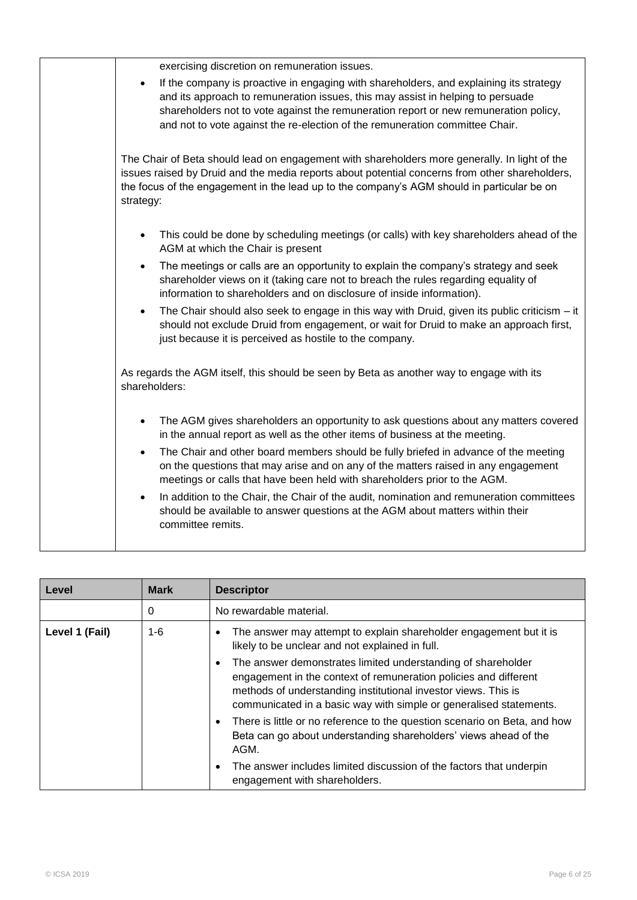| | |
|---|---|
| | exercising discretion on remuneration issues.<br>• If the company is proactive in engaging with shareholders, and explaining its strategy and its approach to remuneration issues, this may assist in helping to persuade shareholders not to vote against the remuneration report or new remuneration policy, and not to vote against the re-election of the remuneration committee Chair.<br><br>The Chair of Beta should lead on engagement with shareholders more generally. In light of the issues raised by Druid and the media reports about potential concerns from other shareholders, the focus of the engagement in the lead up to the company's AGM should in particular be on strategy:<br><br>• This could be done by scheduling meetings (or calls) with key shareholders ahead of the AGM at which the Chair is present<br>• The meetings or calls are an opportunity to explain the company's strategy and seek shareholder views on it (taking care not to breach the rules regarding equality of information to shareholders and on disclosure of inside information).<br>• The Chair should also seek to engage in this way with Druid, given its public criticism – it should not exclude Druid from engagement, or wait for Druid to make an approach first, just because it is perceived as hostile to the company.<br><br>As regards the AGM itself, this should be seen by Beta as another way to engage with its shareholders:<br><br>• The AGM gives shareholders an opportunity to ask questions about any matters covered in the annual report as well as the other items of business at the meeting.<br>• The Chair and other board members should be fully briefed in advance of the meeting on the questions that may arise and on any of the matters raised in any engagement meetings or calls that have been held with shareholders prior to the AGM.<br>• In addition to the Chair, the Chair of the audit, nomination and remuneration committees should be available to answer questions at the AGM about matters within their committee remits. |

| Level | Mark | Descriptor |
|---|---|---|
| | 0 | No rewardable material. |
| **Level 1 (Fail)** | 1-6 | • The answer may attempt to explain shareholder engagement but it is likely to be unclear and not explained in full.<br>• The answer demonstrates limited understanding of shareholder engagement in the context of remuneration policies and different methods of understanding institutional investor views. This is communicated in a basic way with simple or generalised statements.<br>• There is little or no reference to the question scenario on Beta, and how Beta can go about understanding shareholders' views ahead of the AGM.<br>• The answer includes limited discussion of the factors that underpin engagement with shareholders. |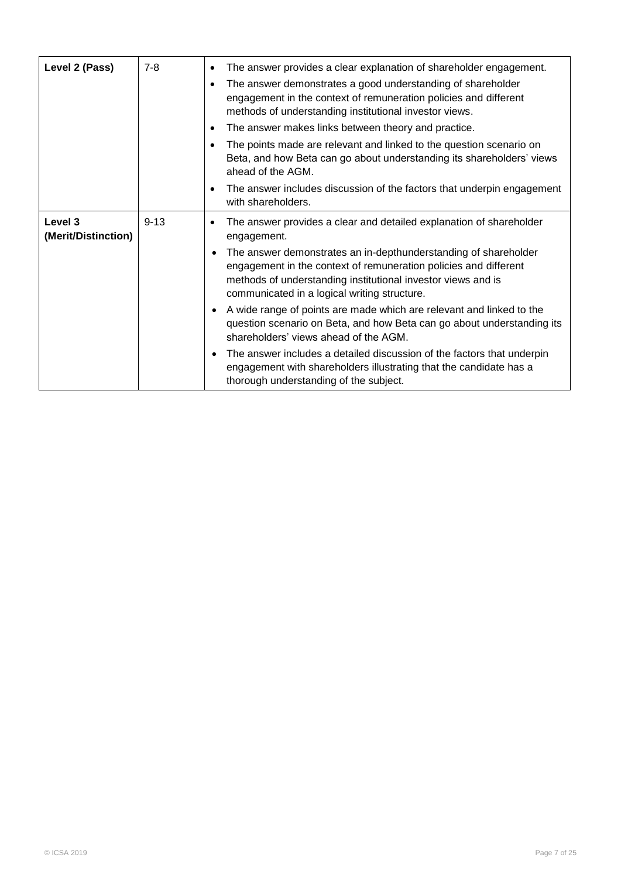| Level 2 (Pass) | 7-8 | • The answer provides a clear explanation of shareholder engagement.<br>• The answer demonstrates a good understanding of shareholder engagement in the context of remuneration policies and different methods of understanding institutional investor views.<br>• The answer makes links between theory and practice.<br>• The points made are relevant and linked to the question scenario on Beta, and how Beta can go about understanding its shareholders' views ahead of the AGM.<br>• The answer includes discussion of the factors that underpin engagement with shareholders. |
|---|---|---|
| Level 3 (Merit/Distinction) | 9-13 | • The answer provides a clear and detailed explanation of shareholder engagement.<br>• The answer demonstrates an in-depthunderstanding of shareholder engagement in the context of remuneration policies and different methods of understanding institutional investor views and is communicated in a logical writing structure.<br>• A wide range of points are made which are relevant and linked to the question scenario on Beta, and how Beta can go about understanding its shareholders' views ahead of the AGM.<br>• The answer includes a detailed discussion of the factors that underpin engagement with shareholders illustrating that the candidate has a thorough understanding of the subject. |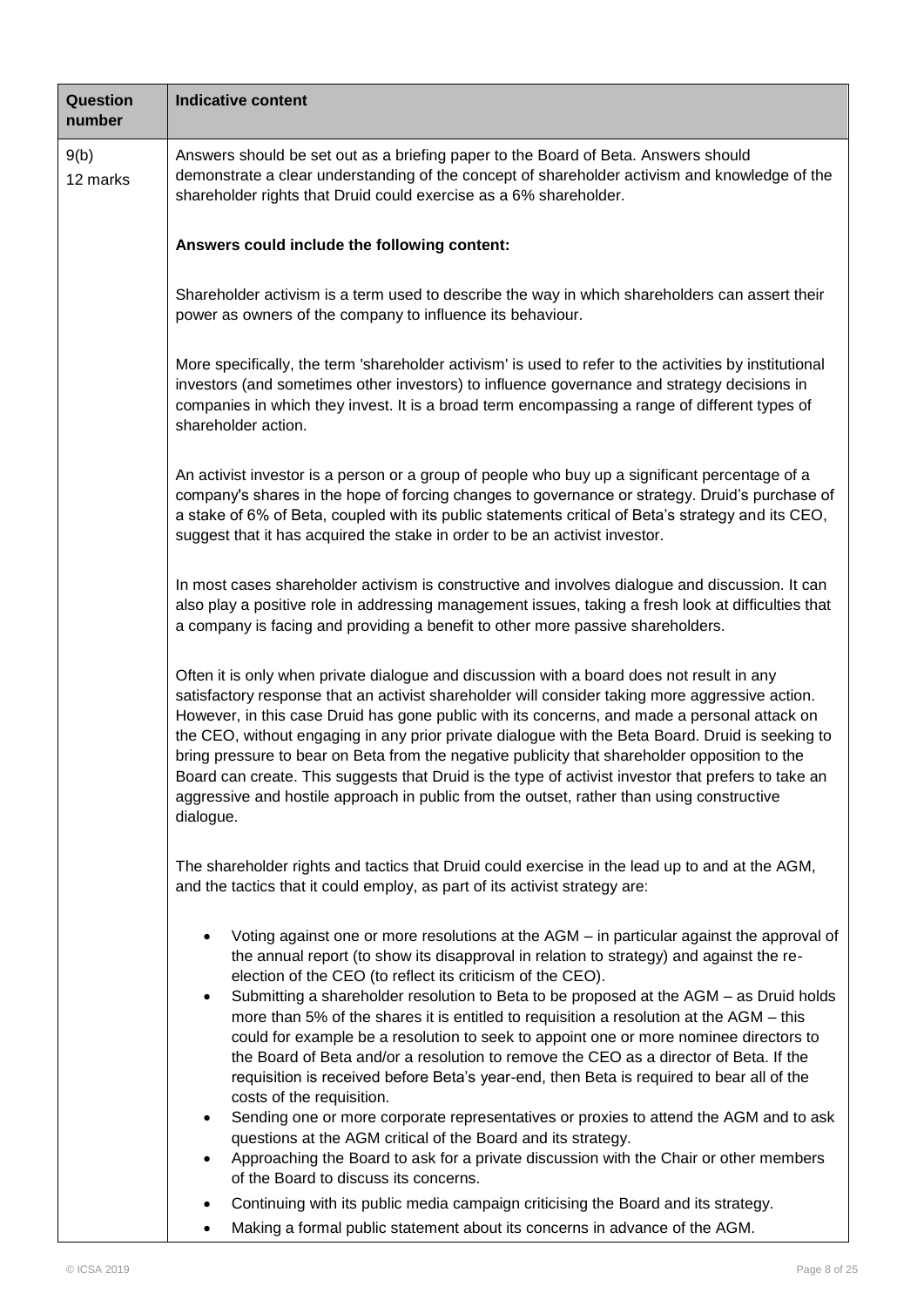| Question number | Indicative content |
|---|---|
| 9(b)<br>12 marks | Answers should be set out as a briefing paper to the Board of Beta. Answers should demonstrate a clear understanding of the concept of shareholder activism and knowledge of the shareholder rights that Druid could exercise as a 6% shareholder.<br><br>**Answers could include the following content:**<br><br>Shareholder activism is a term used to describe the way in which shareholders can assert their power as owners of the company to influence its behaviour.<br><br>More specifically, the term 'shareholder activism' is used to refer to the activities by institutional investors (and sometimes other investors) to influence governance and strategy decisions in companies in which they invest. It is a broad term encompassing a range of different types of shareholder action.<br><br>An activist investor is a person or a group of people who buy up a significant percentage of a company's shares in the hope of forcing changes to governance or strategy. Druid's purchase of a stake of 6% of Beta, coupled with its public statements critical of Beta's strategy and its CEO, suggest that it has acquired the stake in order to be an activist investor.<br><br>In most cases shareholder activism is constructive and involves dialogue and discussion. It can also play a positive role in addressing management issues, taking a fresh look at difficulties that a company is facing and providing a benefit to other more passive shareholders.<br><br>Often it is only when private dialogue and discussion with a board does not result in any satisfactory response that an activist shareholder will consider taking more aggressive action. However, in this case Druid has gone public with its concerns, and made a personal attack on the CEO, without engaging in any prior private dialogue with the Beta Board. Druid is seeking to bring pressure to bear on Beta from the negative publicity that shareholder opposition to the Board can create. This suggests that Druid is the type of activist investor that prefers to take an aggressive and hostile approach in public from the outset, rather than using constructive dialogue.<br><br>The shareholder rights and tactics that Druid could exercise in the lead up to and at the AGM, and the tactics that it could employ, as part of its activist strategy are:<br><br>• Voting against one or more resolutions at the AGM – in particular against the approval of the annual report (to show its disapproval in relation to strategy) and against the re-election of the CEO (to reflect its criticism of the CEO).<br>• Submitting a shareholder resolution to Beta to be proposed at the AGM – as Druid holds more than 5% of the shares it is entitled to requisition a resolution at the AGM – this could for example be a resolution to seek to appoint one or more nominee directors to the Board of Beta and/or a resolution to remove the CEO as a director of Beta. If the requisition is received before Beta's year-end, then Beta is required to bear all of the costs of the requisition.<br>• Sending one or more corporate representatives or proxies to attend the AGM and to ask questions at the AGM critical of the Board and its strategy.<br>• Approaching the Board to ask for a private discussion with the Chair or other members of the Board to discuss its concerns.<br>• Continuing with its public media campaign criticising the Board and its strategy.<br>• Making a formal public statement about its concerns in advance of the AGM. |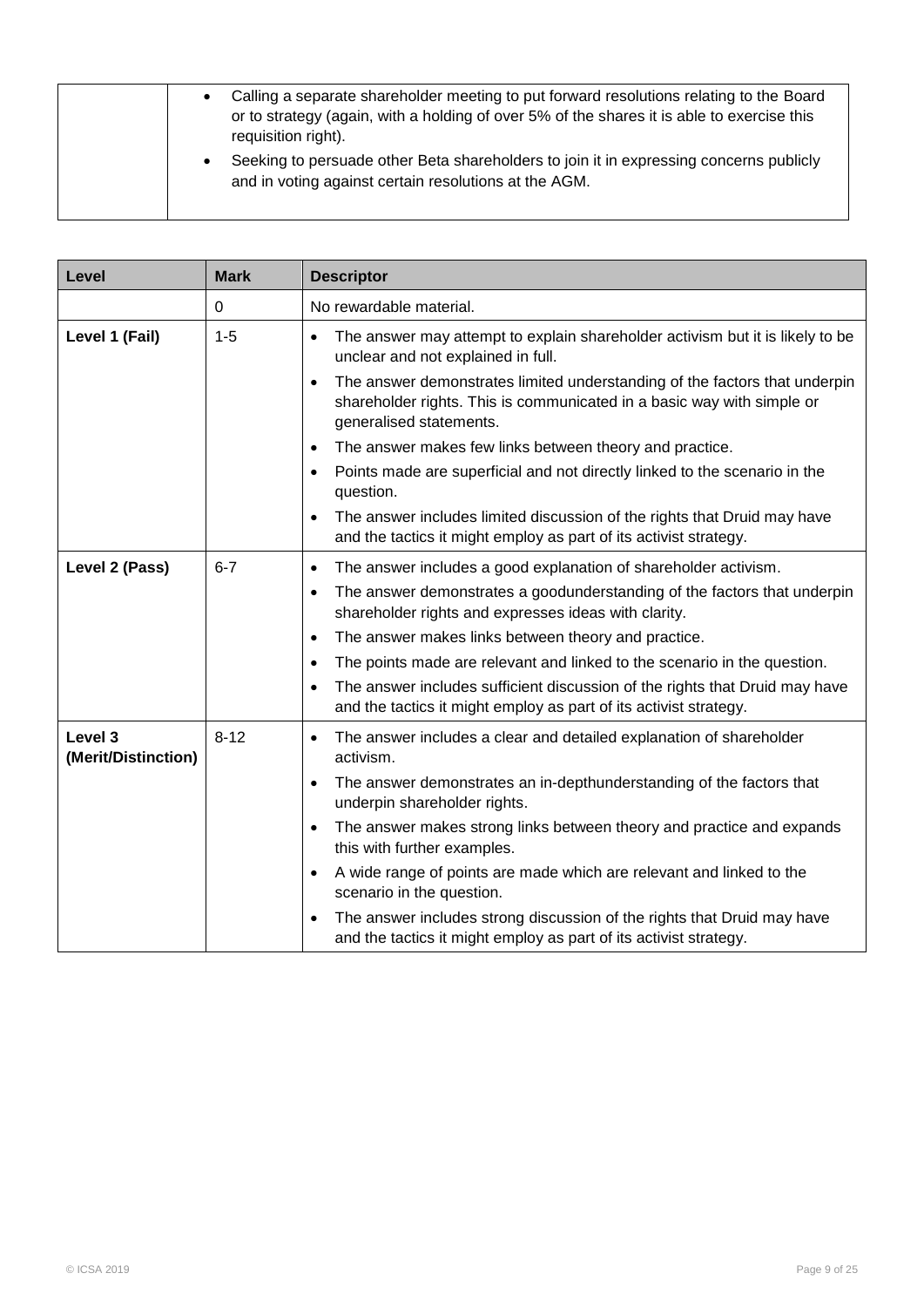| | |
|---|---|
| | • Calling a separate shareholder meeting to put forward resolutions relating to the Board or to strategy (again, with a holding of over 5% of the shares it is able to exercise this requisition right).<br>• Seeking to persuade other Beta shareholders to join it in expressing concerns publicly and in voting against certain resolutions at the AGM. |

| Level | Mark | Descriptor |
|---|---|---|
| | 0 | No rewardable material. |
| **Level 1 (Fail)** | 1-5 | • The answer may attempt to explain shareholder activism but it is likely to be unclear and not explained in full.<br>• The answer demonstrates limited understanding of the factors that underpin shareholder rights. This is communicated in a basic way with simple or generalised statements.<br>• The answer makes few links between theory and practice.<br>• Points made are superficial and not directly linked to the scenario in the question.<br>• The answer includes limited discussion of the rights that Druid may have and the tactics it might employ as part of its activist strategy. |
| **Level 2 (Pass)** | 6-7 | • The answer includes a good explanation of shareholder activism.<br>• The answer demonstrates a goodunderstanding of the factors that underpin shareholder rights and expresses ideas with clarity.<br>• The answer makes links between theory and practice.<br>• The points made are relevant and linked to the scenario in the question.<br>• The answer includes sufficient discussion of the rights that Druid may have and the tactics it might employ as part of its activist strategy. |
| **Level 3 (Merit/Distinction)** | 8-12 | • The answer includes a clear and detailed explanation of shareholder activism.<br>• The answer demonstrates an in-depthunderstanding of the factors that underpin shareholder rights.<br>• The answer makes strong links between theory and practice and expands this with further examples.<br>• A wide range of points are made which are relevant and linked to the scenario in the question.<br>• The answer includes strong discussion of the rights that Druid may have and the tactics it might employ as part of its activist strategy. |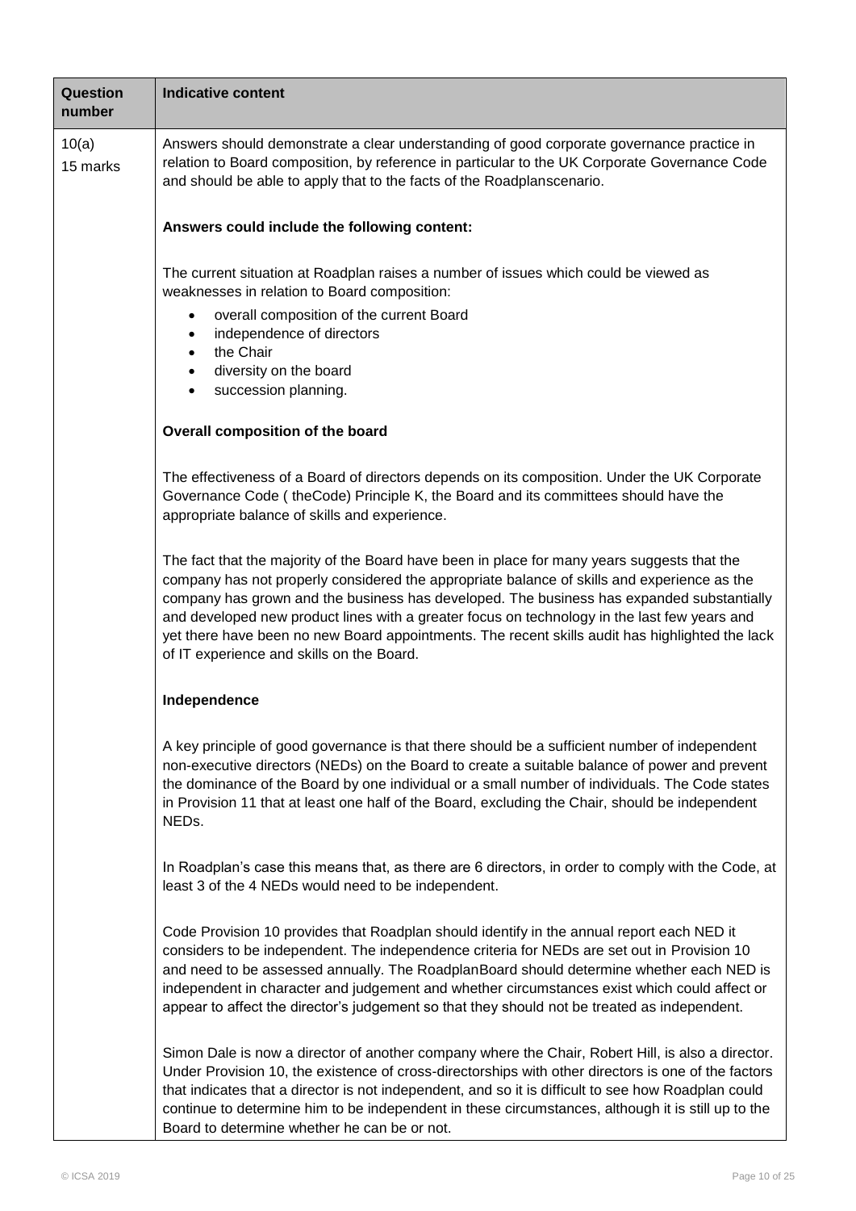| Question number | Indicative content |
|---|---|
| 10(a)<br>15 marks | Answers should demonstrate a clear understanding of good corporate governance practice in relation to Board composition, by reference in particular to the UK Corporate Governance Code and should be able to apply that to the facts of the Roadplanscenario.<br><br>**Answers could include the following content:**<br><br>The current situation at Roadplan raises a number of issues which could be viewed as weaknesses in relation to Board composition:<br>• overall composition of the current Board<br>• independence of directors<br>• the Chair<br>• diversity on the board<br>• succession planning.<br><br>**Overall composition of the board**<br><br>The effectiveness of a Board of directors depends on its composition. Under the UK Corporate Governance Code ( theCode) Principle K, the Board and its committees should have the appropriate balance of skills and experience.<br><br>The fact that the majority of the Board have been in place for many years suggests that the company has not properly considered the appropriate balance of skills and experience as the company has grown and the business has developed. The business has expanded substantially and developed new product lines with a greater focus on technology in the last few years and yet there have been no new Board appointments. The recent skills audit has highlighted the lack of IT experience and skills on the Board.<br><br>**Independence**<br><br>A key principle of good governance is that there should be a sufficient number of independent non-executive directors (NEDs) on the Board to create a suitable balance of power and prevent the dominance of the Board by one individual or a small number of individuals. The Code states in Provision 11 that at least one half of the Board, excluding the Chair, should be independent NEDs.<br><br>In Roadplan's case this means that, as there are 6 directors, in order to comply with the Code, at least 3 of the 4 NEDs would need to be independent.<br><br>Code Provision 10 provides that Roadplan should identify in the annual report each NED it considers to be independent. The independence criteria for NEDs are set out in Provision 10 and need to be assessed annually. The RoadplanBoard should determine whether each NED is independent in character and judgement and whether circumstances exist which could affect or appear to affect the director's judgement so that they should not be treated as independent.<br><br>Simon Dale is now a director of another company where the Chair, Robert Hill, is also a director. Under Provision 10, the existence of cross-directorships with other directors is one of the factors that indicates that a director is not independent, and so it is difficult to see how Roadplan could continue to determine him to be independent in these circumstances, although it is still up to the Board to determine whether he can be or not. |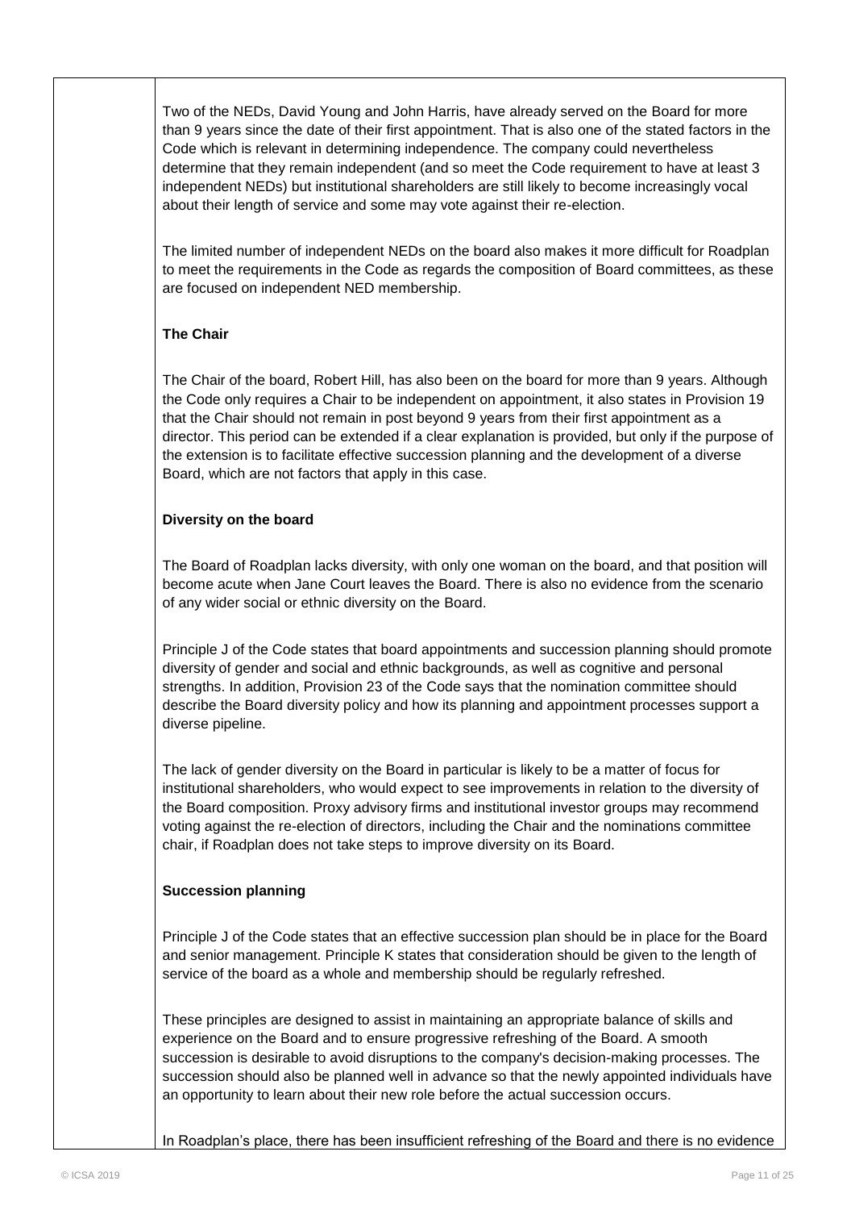Two of the NEDs, David Young and John Harris, have already served on the Board for more than 9 years since the date of their first appointment. That is also one of the stated factors in the Code which is relevant in determining independence. The company could nevertheless determine that they remain independent (and so meet the Code requirement to have at least 3 independent NEDs) but institutional shareholders are still likely to become increasingly vocal about their length of service and some may vote against their re-election.

The limited number of independent NEDs on the board also makes it more difficult for Roadplan to meet the requirements in the Code as regards the composition of Board committees, as these are focused on independent NED membership.

**The Chair**

The Chair of the board, Robert Hill, has also been on the board for more than 9 years. Although the Code only requires a Chair to be independent on appointment, it also states in Provision 19 that the Chair should not remain in post beyond 9 years from their first appointment as a director. This period can be extended if a clear explanation is provided, but only if the purpose of the extension is to facilitate effective succession planning and the development of a diverse Board, which are not factors that apply in this case.

**Diversity on the board**

The Board of Roadplan lacks diversity, with only one woman on the board, and that position will become acute when Jane Court leaves the Board. There is also no evidence from the scenario of any wider social or ethnic diversity on the Board.

Principle J of the Code states that board appointments and succession planning should promote diversity of gender and social and ethnic backgrounds, as well as cognitive and personal strengths. In addition, Provision 23 of the Code says that the nomination committee should describe the Board diversity policy and how its planning and appointment processes support a diverse pipeline.

The lack of gender diversity on the Board in particular is likely to be a matter of focus for institutional shareholders, who would expect to see improvements in relation to the diversity of the Board composition. Proxy advisory firms and institutional investor groups may recommend voting against the re-election of directors, including the Chair and the nominations committee chair, if Roadplan does not take steps to improve diversity on its Board.

**Succession planning**

Principle J of the Code states that an effective succession plan should be in place for the Board and senior management. Principle K states that consideration should be given to the length of service of the board as a whole and membership should be regularly refreshed.

These principles are designed to assist in maintaining an appropriate balance of skills and experience on the Board and to ensure progressive refreshing of the Board. A smooth succession is desirable to avoid disruptions to the company's decision-making processes. The succession should also be planned well in advance so that the newly appointed individuals have an opportunity to learn about their new role before the actual succession occurs.

In Roadplan's place, there has been insufficient refreshing of the Board and there is no evidence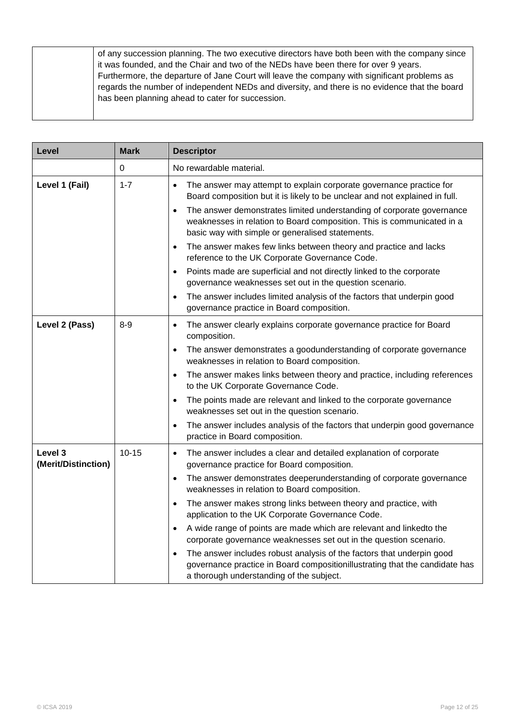| | of any succession planning. The two executive directors have both been with the company since it was founded, and the Chair and two of the NEDs have been there for over 9 years. Furthermore, the departure of Jane Court will leave the company with significant problems as regards the number of independent NEDs and diversity, and there is no evidence that the board has been planning ahead to cater for succession. |
|---|---|

| Level | Mark | Descriptor |
|---|---|---|
| | 0 | No rewardable material. |
| **Level 1 (Fail)** | 1-7 | • The answer may attempt to explain corporate governance practice for Board composition but it is likely to be unclear and not explained in full.<br>• The answer demonstrates limited understanding of corporate governance weaknesses in relation to Board composition. This is communicated in a basic way with simple or generalised statements.<br>• The answer makes few links between theory and practice and lacks reference to the UK Corporate Governance Code.<br>• Points made are superficial and not directly linked to the corporate governance weaknesses set out in the question scenario.<br>• The answer includes limited analysis of the factors that underpin good governance practice in Board composition. |
| **Level 2 (Pass)** | 8-9 | • The answer clearly explains corporate governance practice for Board composition.<br>• The answer demonstrates a goodunderstanding of corporate governance weaknesses in relation to Board composition.<br>• The answer makes links between theory and practice, including references to the UK Corporate Governance Code.<br>• The points made are relevant and linked to the corporate governance weaknesses set out in the question scenario.<br>• The answer includes analysis of the factors that underpin good governance practice in Board composition. |
| **Level 3 (Merit/Distinction)** | 10-15 | • The answer includes a clear and detailed explanation of corporate governance practice for Board composition.<br>• The answer demonstrates deeperunderstanding of corporate governance weaknesses in relation to Board composition.<br>• The answer makes strong links between theory and practice, with application to the UK Corporate Governance Code.<br>• A wide range of points are made which are relevant and linkedto the corporate governance weaknesses set out in the question scenario.<br>• The answer includes robust analysis of the factors that underpin good governance practice in Board compositionillustrating that the candidate has a thorough understanding of the subject. |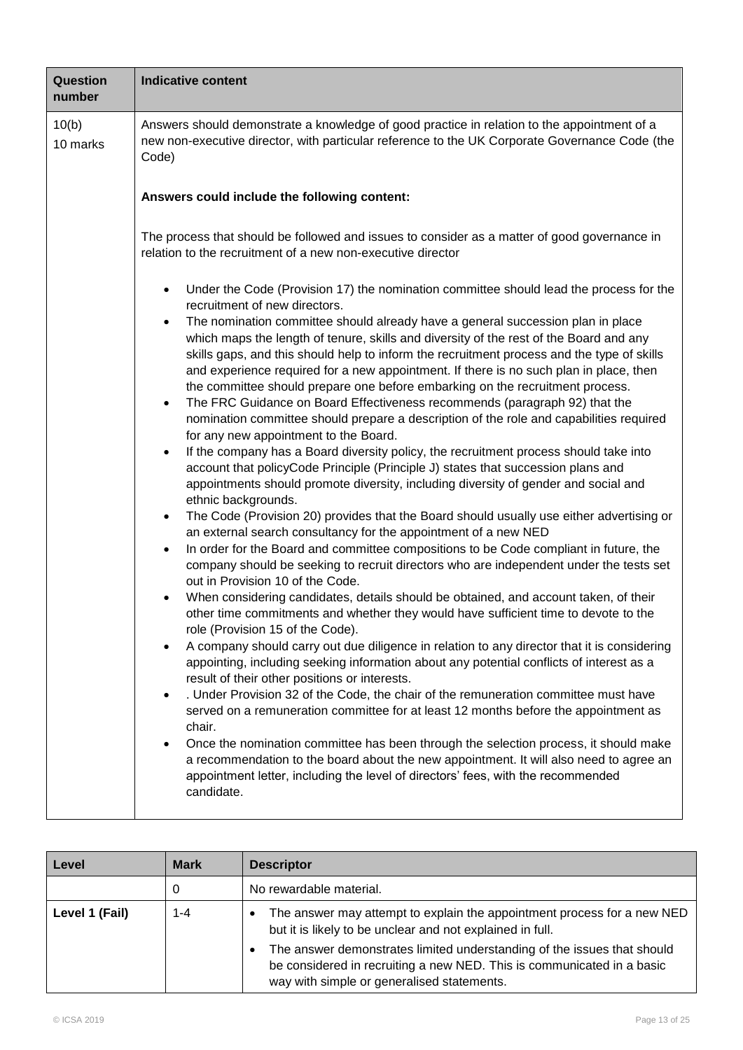| Question number | Indicative content |
|---|---|
| 10(b)<br>10 marks | Answers should demonstrate a knowledge of good practice in relation to the appointment of a new non-executive director, with particular reference to the UK Corporate Governance Code (the Code)<br><br>**Answers could include the following content:**<br><br>The process that should be followed and issues to consider as a matter of good governance in relation to the recruitment of a new non-executive director<br><br>• Under the Code (Provision 17) the nomination committee should lead the process for the recruitment of new directors.<br>• The nomination committee should already have a general succession plan in place which maps the length of tenure, skills and diversity of the rest of the Board and any skills gaps, and this should help to inform the recruitment process and the type of skills and experience required for a new appointment. If there is no such plan in place, then the committee should prepare one before embarking on the recruitment process.<br>• The FRC Guidance on Board Effectiveness recommends (paragraph 92) that the nomination committee should prepare a description of the role and capabilities required for any new appointment to the Board.<br>• If the company has a Board diversity policy, the recruitment process should take into account that policyCode Principle (Principle J) states that succession plans and appointments should promote diversity, including diversity of gender and social and ethnic backgrounds.<br>• The Code (Provision 20) provides that the Board should usually use either advertising or an external search consultancy for the appointment of a new NED<br>• In order for the Board and committee compositions to be Code compliant in future, the company should be seeking to recruit directors who are independent under the tests set out in Provision 10 of the Code.<br>• When considering candidates, details should be obtained, and account taken, of their other time commitments and whether they would have sufficient time to devote to the role (Provision 15 of the Code).<br>• A company should carry out due diligence in relation to any director that it is considering appointing, including seeking information about any potential conflicts of interest as a result of their other positions or interests.<br>• . Under Provision 32 of the Code, the chair of the remuneration committee must have served on a remuneration committee for at least 12 months before the appointment as chair.<br>• Once the nomination committee has been through the selection process, it should make a recommendation to the board about the new appointment. It will also need to agree an appointment letter, including the level of directors' fees, with the recommended candidate. |

| Level | Mark | Descriptor |
|---|---|---|
| | 0 | No rewardable material. |
| **Level 1 (Fail)** | 1-4 | • The answer may attempt to explain the appointment process for a new NED but it is likely to be unclear and not explained in full.<br>• The answer demonstrates limited understanding of the issues that should be considered in recruiting a new NED. This is communicated in a basic way with simple or generalised statements. |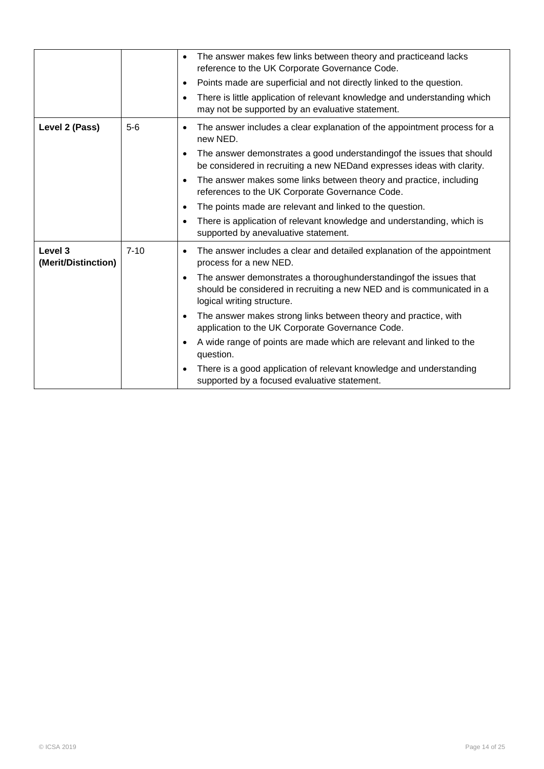| | | |
|---|---|---|
| | | • The answer makes few links between theory and practiceand lacks reference to the UK Corporate Governance Code.<br>• Points made are superficial and not directly linked to the question.<br>• There is little application of relevant knowledge and understanding which may not be supported by an evaluative statement. |
| **Level 2 (Pass)** | 5-6 | • The answer includes a clear explanation of the appointment process for a new NED.<br>• The answer demonstrates a good understandingof the issues that should be considered in recruiting a new NEDand expresses ideas with clarity.<br>• The answer makes some links between theory and practice, including references to the UK Corporate Governance Code.<br>• The points made are relevant and linked to the question.<br>• There is application of relevant knowledge and understanding, which is supported by anevaluative statement. |
| **Level 3 (Merit/Distinction)** | 7-10 | • The answer includes a clear and detailed explanation of the appointment process for a new NED.<br>• The answer demonstrates a thoroughunderstandingof the issues that should be considered in recruiting a new NED and is communicated in a logical writing structure.<br>• The answer makes strong links between theory and practice, with application to the UK Corporate Governance Code.<br>• A wide range of points are made which are relevant and linked to the question.<br>• There is a good application of relevant knowledge and understanding supported by a focused evaluative statement. |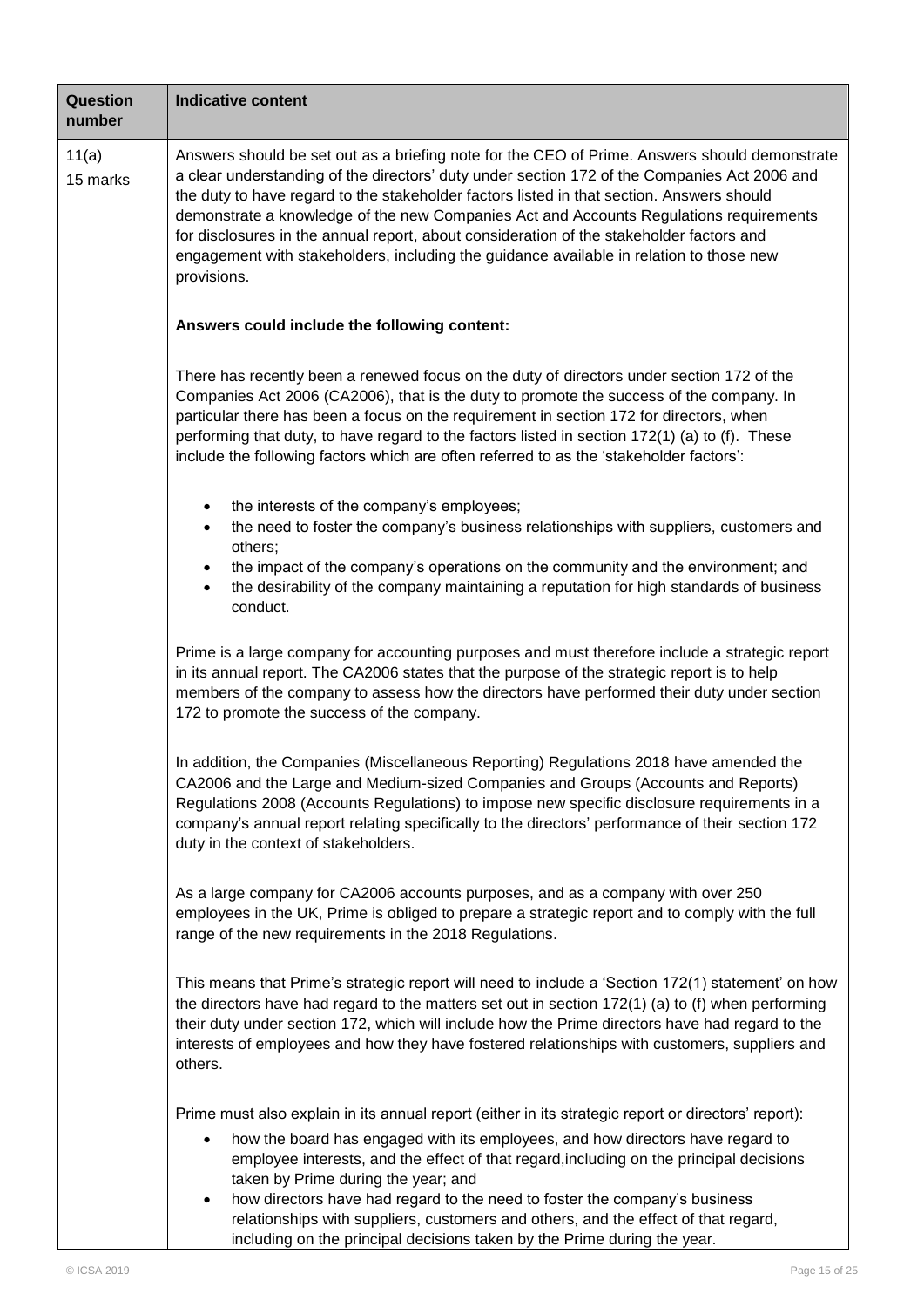| Question number | Indicative content |
| --- | --- |
| 11(a)<br>15 marks | Answers should be set out as a briefing note for the CEO of Prime. Answers should demonstrate a clear understanding of the directors' duty under section 172 of the Companies Act 2006 and the duty to have regard to the stakeholder factors listed in that section. Answers should demonstrate a knowledge of the new Companies Act and Accounts Regulations requirements for disclosures in the annual report, about consideration of the stakeholder factors and engagement with stakeholders, including the guidance available in relation to those new provisions.<br><br>**Answers could include the following content:**<br><br>There has recently been a renewed focus on the duty of directors under section 172 of the Companies Act 2006 (CA2006), that is the duty to promote the success of the company. In particular there has been a focus on the requirement in section 172 for directors, when performing that duty, to have regard to the factors listed in section 172(1) (a) to (f). These include the following factors which are often referred to as the 'stakeholder factors':<br><br>• the interests of the company's employees;<br>• the need to foster the company's business relationships with suppliers, customers and others;<br>• the impact of the company's operations on the community and the environment; and<br>• the desirability of the company maintaining a reputation for high standards of business conduct.<br><br>Prime is a large company for accounting purposes and must therefore include a strategic report in its annual report. The CA2006 states that the purpose of the strategic report is to help members of the company to assess how the directors have performed their duty under section 172 to promote the success of the company.<br><br>In addition, the Companies (Miscellaneous Reporting) Regulations 2018 have amended the CA2006 and the Large and Medium-sized Companies and Groups (Accounts and Reports) Regulations 2008 (Accounts Regulations) to impose new specific disclosure requirements in a company's annual report relating specifically to the directors' performance of their section 172 duty in the context of stakeholders.<br><br>As a large company for CA2006 accounts purposes, and as a company with over 250 employees in the UK, Prime is obliged to prepare a strategic report and to comply with the full range of the new requirements in the 2018 Regulations.<br><br>This means that Prime's strategic report will need to include a 'Section 172(1) statement' on how the directors have had regard to the matters set out in section 172(1) (a) to (f) when performing their duty under section 172, which will include how the Prime directors have had regard to the interests of employees and how they have fostered relationships with customers, suppliers and others.<br><br>Prime must also explain in its annual report (either in its strategic report or directors' report):<br><br>• how the board has engaged with its employees, and how directors have regard to employee interests, and the effect of that regard,including on the principal decisions taken by Prime during the year; and<br>• how directors have had regard to the need to foster the company's business relationships with suppliers, customers and others, and the effect of that regard, including on the principal decisions taken by the Prime during the year. |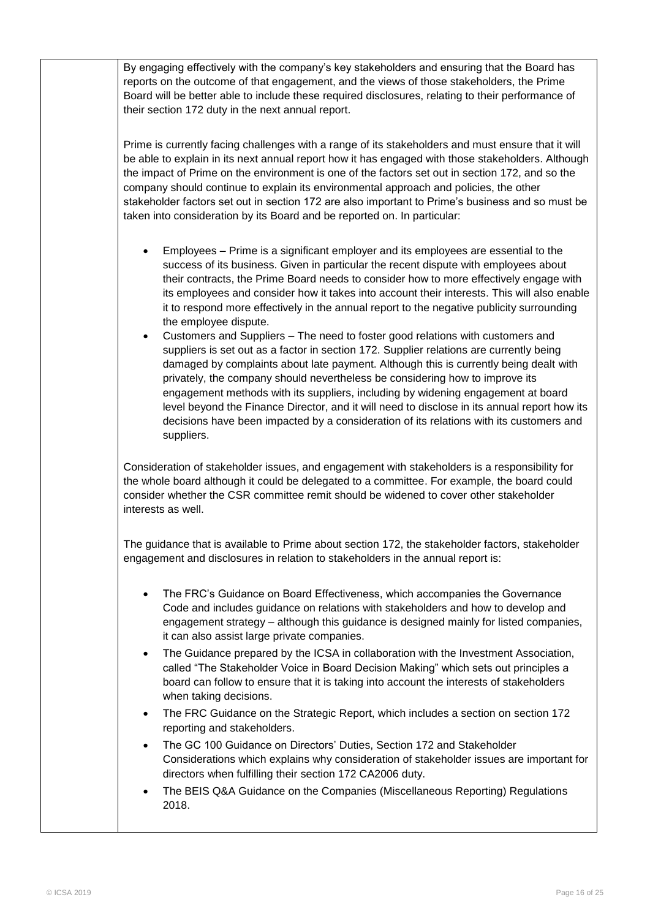By engaging effectively with the company's key stakeholders and ensuring that the Board has reports on the outcome of that engagement, and the views of those stakeholders, the Prime Board will be better able to include these required disclosures, relating to their performance of their section 172 duty in the next annual report.

Prime is currently facing challenges with a range of its stakeholders and must ensure that it will be able to explain in its next annual report how it has engaged with those stakeholders. Although the impact of Prime on the environment is one of the factors set out in section 172, and so the company should continue to explain its environmental approach and policies, the other stakeholder factors set out in section 172 are also important to Prime's business and so must be taken into consideration by its Board and be reported on. In particular:

- Employees – Prime is a significant employer and its employees are essential to the success of its business. Given in particular the recent dispute with employees about their contracts, the Prime Board needs to consider how to more effectively engage with its employees and consider how it takes into account their interests. This will also enable it to respond more effectively in the annual report to the negative publicity surrounding the employee dispute.
- Customers and Suppliers – The need to foster good relations with customers and suppliers is set out as a factor in section 172. Supplier relations are currently being damaged by complaints about late payment. Although this is currently being dealt with privately, the company should nevertheless be considering how to improve its engagement methods with its suppliers, including by widening engagement at board level beyond the Finance Director, and it will need to disclose in its annual report how its decisions have been impacted by a consideration of its relations with its customers and suppliers.

Consideration of stakeholder issues, and engagement with stakeholders is a responsibility for the whole board although it could be delegated to a committee. For example, the board could consider whether the CSR committee remit should be widened to cover other stakeholder interests as well.

The guidance that is available to Prime about section 172, the stakeholder factors, stakeholder engagement and disclosures in relation to stakeholders in the annual report is:

- The FRC's Guidance on Board Effectiveness, which accompanies the Governance Code and includes guidance on relations with stakeholders and how to develop and engagement strategy – although this guidance is designed mainly for listed companies, it can also assist large private companies.
- The Guidance prepared by the ICSA in collaboration with the Investment Association, called "The Stakeholder Voice in Board Decision Making" which sets out principles a board can follow to ensure that it is taking into account the interests of stakeholders when taking decisions.
- The FRC Guidance on the Strategic Report, which includes a section on section 172 reporting and stakeholders.
- The GC 100 Guidance on Directors' Duties, Section 172 and Stakeholder Considerations which explains why consideration of stakeholder issues are important for directors when fulfilling their section 172 CA2006 duty.
- The BEIS Q&A Guidance on the Companies (Miscellaneous Reporting) Regulations 2018.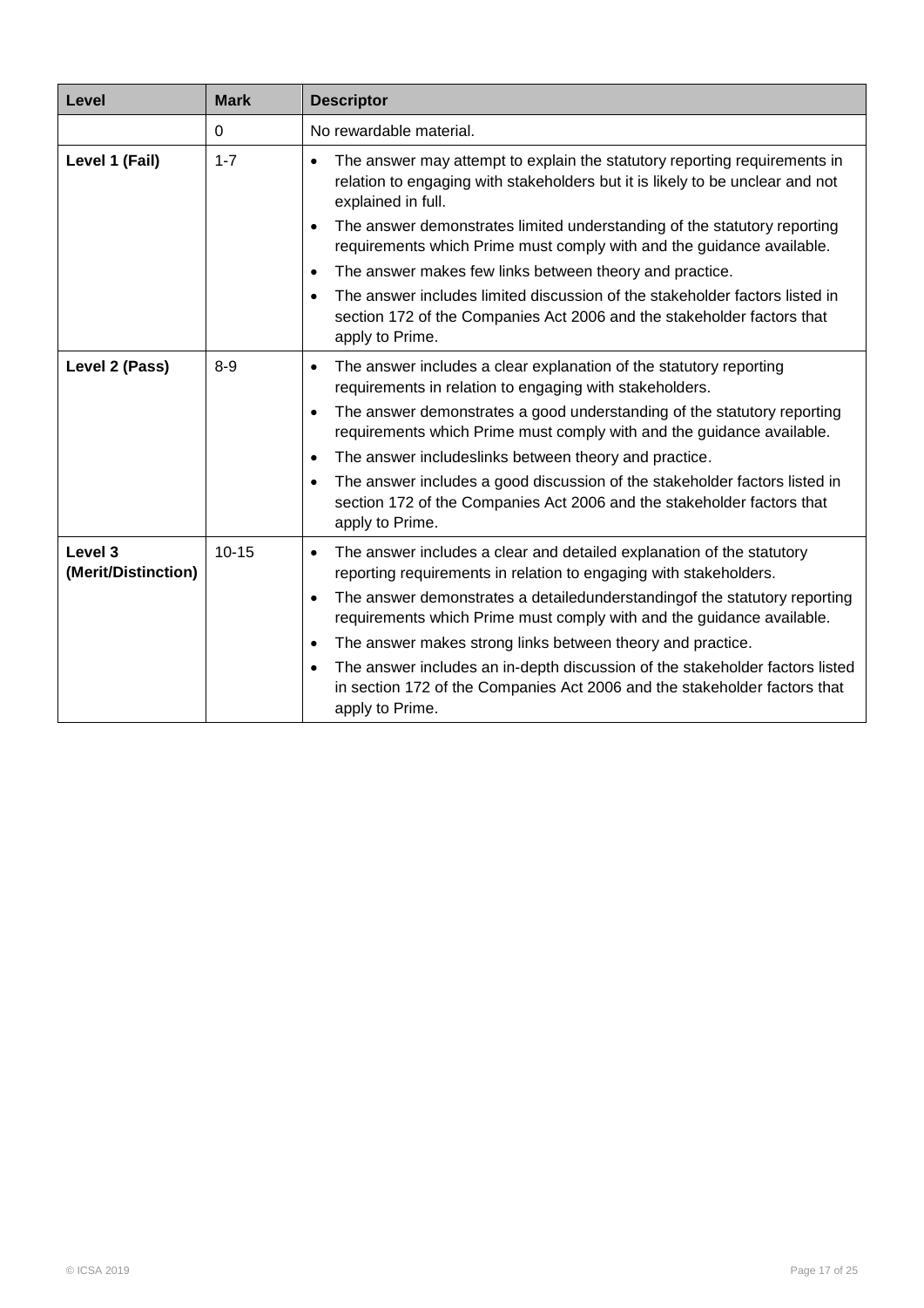| Level | Mark | Descriptor |
|---|---|---|
| | 0 | No rewardable material. |
| **Level 1 (Fail)** | 1-7 | • The answer may attempt to explain the statutory reporting requirements in relation to engaging with stakeholders but it is likely to be unclear and not explained in full.<br>• The answer demonstrates limited understanding of the statutory reporting requirements which Prime must comply with and the guidance available.<br>• The answer makes few links between theory and practice.<br>• The answer includes limited discussion of the stakeholder factors listed in section 172 of the Companies Act 2006 and the stakeholder factors that apply to Prime. |
| **Level 2 (Pass)** | 8-9 | • The answer includes a clear explanation of the statutory reporting requirements in relation to engaging with stakeholders.<br>• The answer demonstrates a good understanding of the statutory reporting requirements which Prime must comply with and the guidance available.<br>• The answer includeslinks between theory and practice.<br>• The answer includes a good discussion of the stakeholder factors listed in section 172 of the Companies Act 2006 and the stakeholder factors that apply to Prime. |
| **Level 3 (Merit/Distinction)** | 10-15 | • The answer includes a clear and detailed explanation of the statutory reporting requirements in relation to engaging with stakeholders.<br>• The answer demonstrates a detailedunderstandingof the statutory reporting requirements which Prime must comply with and the guidance available.<br>• The answer makes strong links between theory and practice.<br>• The answer includes an in-depth discussion of the stakeholder factors listed in section 172 of the Companies Act 2006 and the stakeholder factors that apply to Prime. |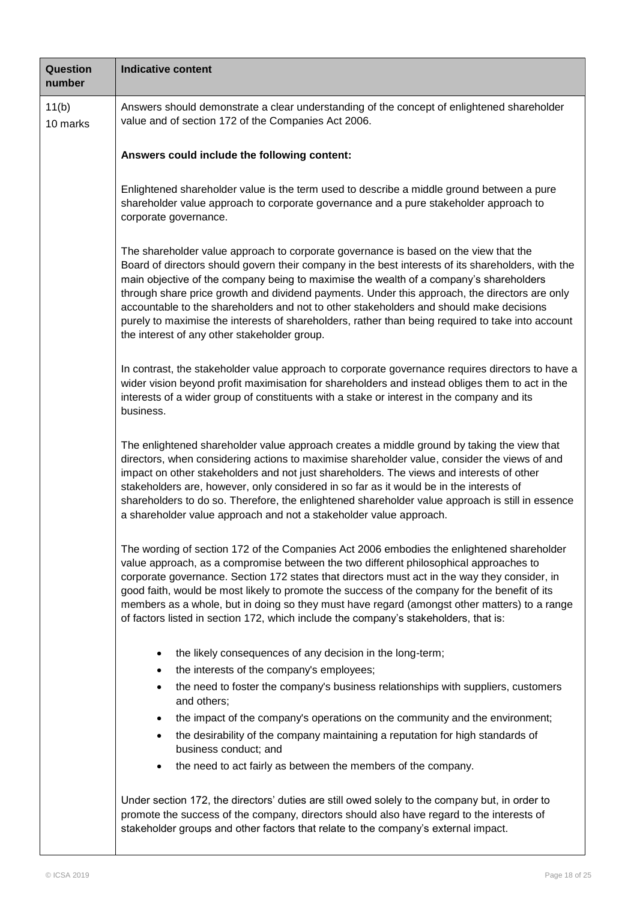| Question number | Indicative content |
| --- | --- |
| 11(b)<br>10 marks | Answers should demonstrate a clear understanding of the concept of enlightened shareholder value and of section 172 of the Companies Act 2006.<br><br>**Answers could include the following content:**<br><br>Enlightened shareholder value is the term used to describe a middle ground between a pure shareholder value approach to corporate governance and a pure stakeholder approach to corporate governance.<br><br>The shareholder value approach to corporate governance is based on the view that the Board of directors should govern their company in the best interests of its shareholders, with the main objective of the company being to maximise the wealth of a company's shareholders through share price growth and dividend payments. Under this approach, the directors are only accountable to the shareholders and not to other stakeholders and should make decisions purely to maximise the interests of shareholders, rather than being required to take into account the interest of any other stakeholder group.<br><br>In contrast, the stakeholder value approach to corporate governance requires directors to have a wider vision beyond profit maximisation for shareholders and instead obliges them to act in the interests of a wider group of constituents with a stake or interest in the company and its business.<br><br>The enlightened shareholder value approach creates a middle ground by taking the view that directors, when considering actions to maximise shareholder value, consider the views of and impact on other stakeholders and not just shareholders. The views and interests of other stakeholders are, however, only considered in so far as it would be in the interests of shareholders to do so. Therefore, the enlightened shareholder value approach is still in essence a shareholder value approach and not a stakeholder value approach.<br><br>The wording of section 172 of the Companies Act 2006 embodies the enlightened shareholder value approach, as a compromise between the two different philosophical approaches to corporate governance. Section 172 states that directors must act in the way they consider, in good faith, would be most likely to promote the success of the company for the benefit of its members as a whole, but in doing so they must have regard (amongst other matters) to a range of factors listed in section 172, which include the company's stakeholders, that is:<br><br>• the likely consequences of any decision in the long-term;<br>• the interests of the company's employees;<br>• the need to foster the company's business relationships with suppliers, customers and others;<br>• the impact of the company's operations on the community and the environment;<br>• the desirability of the company maintaining a reputation for high standards of business conduct; and<br>• the need to act fairly as between the members of the company.<br><br>Under section 172, the directors' duties are still owed solely to the company but, in order to promote the success of the company, directors should also have regard to the interests of stakeholder groups and other factors that relate to the company's external impact. |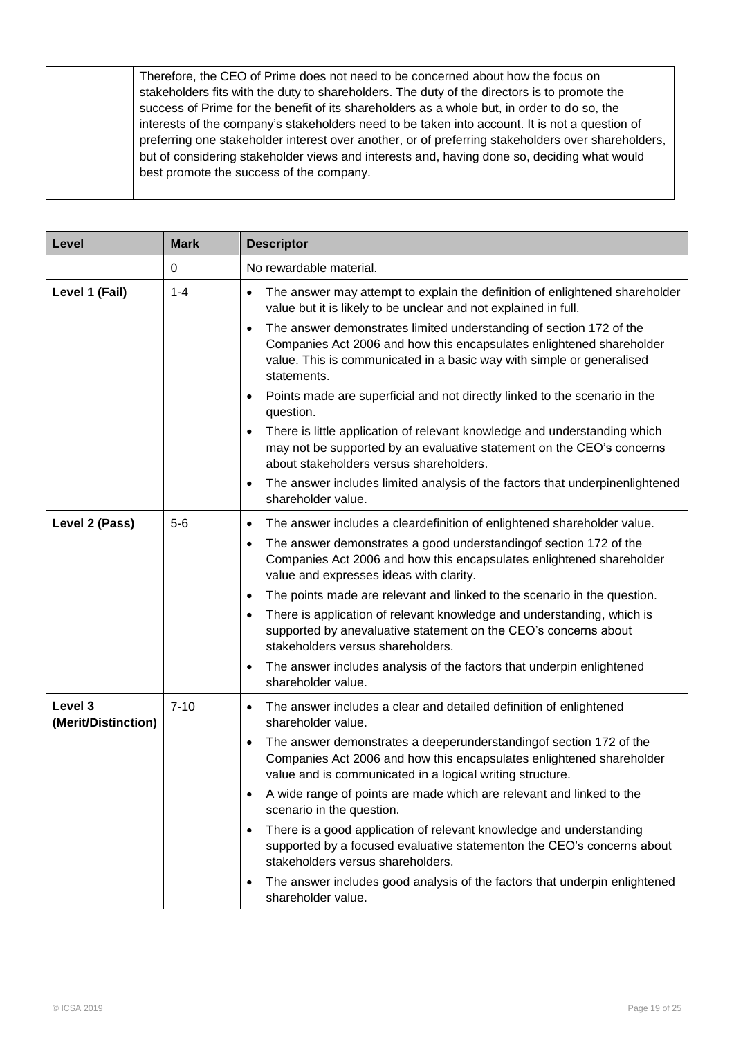| | Therefore, the CEO of Prime does not need to be concerned about how the focus on stakeholders fits with the duty to shareholders. The duty of the directors is to promote the success of Prime for the benefit of its shareholders as a whole but, in order to do so, the interests of the company's stakeholders need to be taken into account. It is not a question of preferring one stakeholder interest over another, or of preferring stakeholders over shareholders, but of considering stakeholder views and interests and, having done so, deciding what would best promote the success of the company. |
|---|---|

| Level | Mark | Descriptor |
|---|---|---|
| | 0 | No rewardable material. |
| Level 1 (Fail) | 1-4 | • The answer may attempt to explain the definition of enlightened shareholder value but it is likely to be unclear and not explained in full.<br>• The answer demonstrates limited understanding of section 172 of the Companies Act 2006 and how this encapsulates enlightened shareholder value. This is communicated in a basic way with simple or generalised statements.<br>• Points made are superficial and not directly linked to the scenario in the question.<br>• There is little application of relevant knowledge and understanding which may not be supported by an evaluative statement on the CEO's concerns about stakeholders versus shareholders.<br>• The answer includes limited analysis of the factors that underpinenlightened shareholder value. |
| Level 2 (Pass) | 5-6 | • The answer includes a cleardefinition of enlightened shareholder value.<br>• The answer demonstrates a good understandingof section 172 of the Companies Act 2006 and how this encapsulates enlightened shareholder value and expresses ideas with clarity.<br>• The points made are relevant and linked to the scenario in the question.<br>• There is application of relevant knowledge and understanding, which is supported by anevaluative statement on the CEO's concerns about stakeholders versus shareholders.<br>• The answer includes analysis of the factors that underpin enlightened shareholder value. |
| Level 3 (Merit/Distinction) | 7-10 | • The answer includes a clear and detailed definition of enlightened shareholder value.<br>• The answer demonstrates a deeperunderstandingof section 172 of the Companies Act 2006 and how this encapsulates enlightened shareholder value and is communicated in a logical writing structure.<br>• A wide range of points are made which are relevant and linked to the scenario in the question.<br>• There is a good application of relevant knowledge and understanding supported by a focused evaluative statementon the CEO's concerns about stakeholders versus shareholders.<br>• The answer includes good analysis of the factors that underpin enlightened shareholder value. |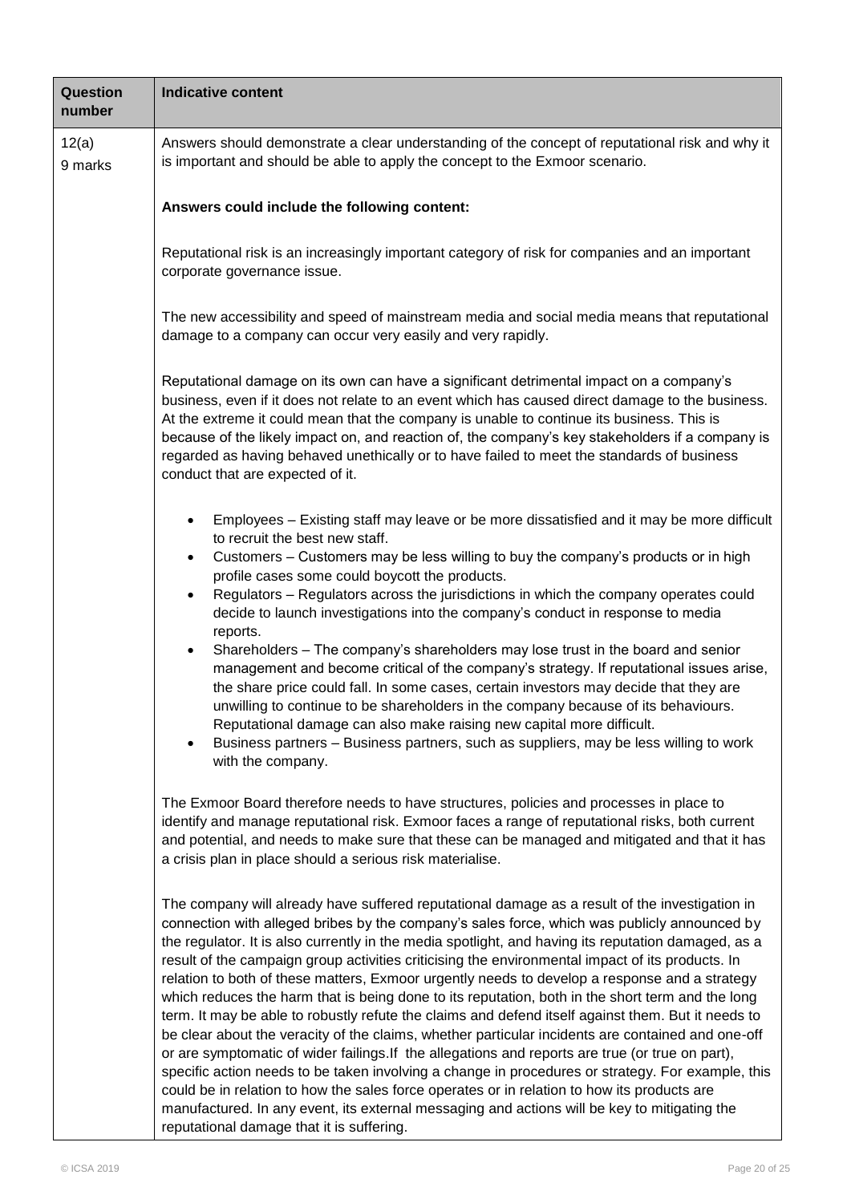| Question number | Indicative content |
|---|---|
| 12(a)<br>9 marks | Answers should demonstrate a clear understanding of the concept of reputational risk and why it is important and should be able to apply the concept to the Exmoor scenario.<br><br>**Answers could include the following content:**<br><br>Reputational risk is an increasingly important category of risk for companies and an important corporate governance issue.<br><br>The new accessibility and speed of mainstream media and social media means that reputational damage to a company can occur very easily and very rapidly.<br><br>Reputational damage on its own can have a significant detrimental impact on a company's business, even if it does not relate to an event which has caused direct damage to the business. At the extreme it could mean that the company is unable to continue its business. This is because of the likely impact on, and reaction of, the company's key stakeholders if a company is regarded as having behaved unethically or to have failed to meet the standards of business conduct that are expected of it.<br><br>• Employees – Existing staff may leave or be more dissatisfied and it may be more difficult to recruit the best new staff.<br>• Customers – Customers may be less willing to buy the company's products or in high profile cases some could boycott the products.<br>• Regulators – Regulators across the jurisdictions in which the company operates could decide to launch investigations into the company's conduct in response to media reports.<br>• Shareholders – The company's shareholders may lose trust in the board and senior management and become critical of the company's strategy. If reputational issues arise, the share price could fall. In some cases, certain investors may decide that they are unwilling to continue to be shareholders in the company because of its behaviours. Reputational damage can also make raising new capital more difficult.<br>• Business partners – Business partners, such as suppliers, may be less willing to work with the company.<br><br>The Exmoor Board therefore needs to have structures, policies and processes in place to identify and manage reputational risk. Exmoor faces a range of reputational risks, both current and potential, and needs to make sure that these can be managed and mitigated and that it has a crisis plan in place should a serious risk materialise.<br><br>The company will already have suffered reputational damage as a result of the investigation in connection with alleged bribes by the company's sales force, which was publicly announced by the regulator. It is also currently in the media spotlight, and having its reputation damaged, as a result of the campaign group activities criticising the environmental impact of its products. In relation to both of these matters, Exmoor urgently needs to develop a response and a strategy which reduces the harm that is being done to its reputation, both in the short term and the long term. It may be able to robustly refute the claims and defend itself against them. But it needs to be clear about the veracity of the claims, whether particular incidents are contained and one-off or are symptomatic of wider failings.If the allegations and reports are true (or true on part), specific action needs to be taken involving a change in procedures or strategy. For example, this could be in relation to how the sales force operates or in relation to how its products are manufactured. In any event, its external messaging and actions will be key to mitigating the reputational damage that it is suffering. |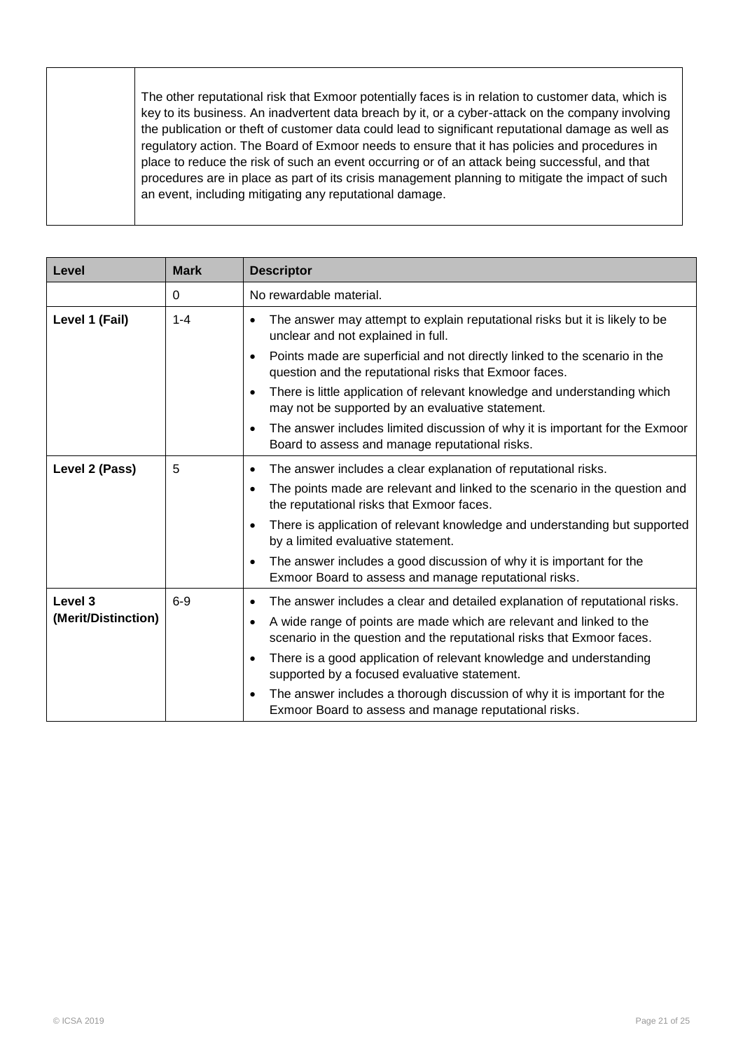| | |
|---|---|
| | The other reputational risk that Exmoor potentially faces is in relation to customer data, which is key to its business. An inadvertent data breach by it, or a cyber-attack on the company involving the publication or theft of customer data could lead to significant reputational damage as well as regulatory action. The Board of Exmoor needs to ensure that it has policies and procedures in place to reduce the risk of such an event occurring or of an attack being successful, and that procedures are in place as part of its crisis management planning to mitigate the impact of such an event, including mitigating any reputational damage. |

| Level | Mark | Descriptor |
|---|---|---|
| | 0 | No rewardable material. |
| **Level 1 (Fail)** | 1-4 | • The answer may attempt to explain reputational risks but it is likely to be unclear and not explained in full.<br>• Points made are superficial and not directly linked to the scenario in the question and the reputational risks that Exmoor faces.<br>• There is little application of relevant knowledge and understanding which may not be supported by an evaluative statement.<br>• The answer includes limited discussion of why it is important for the Exmoor Board to assess and manage reputational risks. |
| **Level 2 (Pass)** | 5 | • The answer includes a clear explanation of reputational risks.<br>• The points made are relevant and linked to the scenario in the question and the reputational risks that Exmoor faces.<br>• There is application of relevant knowledge and understanding but supported by a limited evaluative statement.<br>• The answer includes a good discussion of why it is important for the Exmoor Board to assess and manage reputational risks. |
| **Level 3 (Merit/Distinction)** | 6-9 | • The answer includes a clear and detailed explanation of reputational risks.<br>• A wide range of points are made which are relevant and linked to the scenario in the question and the reputational risks that Exmoor faces.<br>• There is a good application of relevant knowledge and understanding supported by a focused evaluative statement.<br>• The answer includes a thorough discussion of why it is important for the Exmoor Board to assess and manage reputational risks. |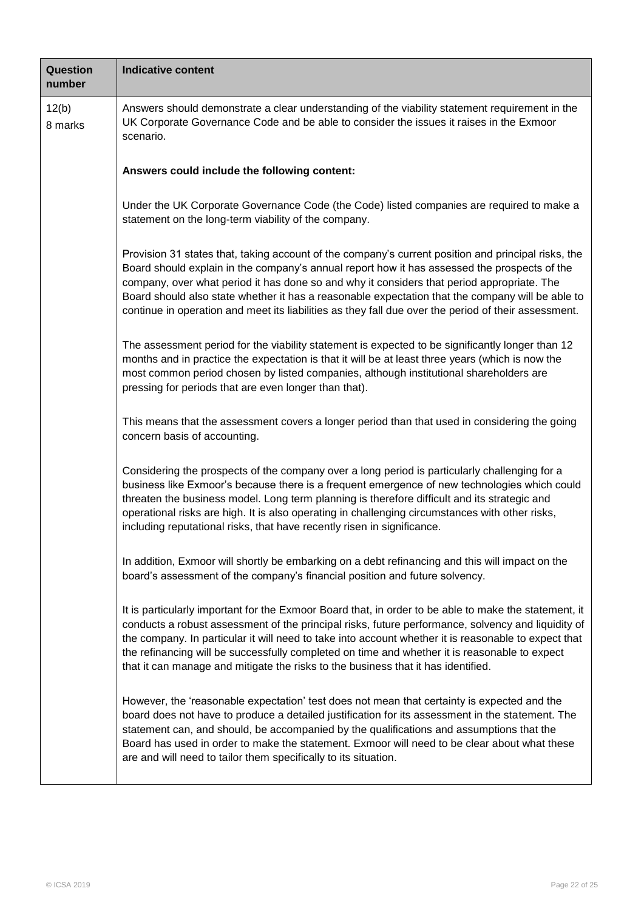| Question number | Indicative content |
|---|---|
| 12(b)<br>8 marks | Answers should demonstrate a clear understanding of the viability statement requirement in the UK Corporate Governance Code and be able to consider the issues it raises in the Exmoor scenario.<br><br>**Answers could include the following content:**<br><br>Under the UK Corporate Governance Code (the Code) listed companies are required to make a statement on the long-term viability of the company.<br><br>Provision 31 states that, taking account of the company's current position and principal risks, the Board should explain in the company's annual report how it has assessed the prospects of the company, over what period it has done so and why it considers that period appropriate. The Board should also state whether it has a reasonable expectation that the company will be able to continue in operation and meet its liabilities as they fall due over the period of their assessment.<br><br>The assessment period for the viability statement is expected to be significantly longer than 12 months and in practice the expectation is that it will be at least three years (which is now the most common period chosen by listed companies, although institutional shareholders are pressing for periods that are even longer than that).<br><br>This means that the assessment covers a longer period than that used in considering the going concern basis of accounting.<br><br>Considering the prospects of the company over a long period is particularly challenging for a business like Exmoor's because there is a frequent emergence of new technologies which could threaten the business model. Long term planning is therefore difficult and its strategic and operational risks are high. It is also operating in challenging circumstances with other risks, including reputational risks, that have recently risen in significance.<br><br>In addition, Exmoor will shortly be embarking on a debt refinancing and this will impact on the board's assessment of the company's financial position and future solvency.<br><br>It is particularly important for the Exmoor Board that, in order to be able to make the statement, it conducts a robust assessment of the principal risks, future performance, solvency and liquidity of the company. In particular it will need to take into account whether it is reasonable to expect that the refinancing will be successfully completed on time and whether it is reasonable to expect that it can manage and mitigate the risks to the business that it has identified.<br><br>However, the 'reasonable expectation' test does not mean that certainty is expected and the board does not have to produce a detailed justification for its assessment in the statement. The statement can, and should, be accompanied by the qualifications and assumptions that the Board has used in order to make the statement. Exmoor will need to be clear about what these are and will need to tailor them specifically to its situation. |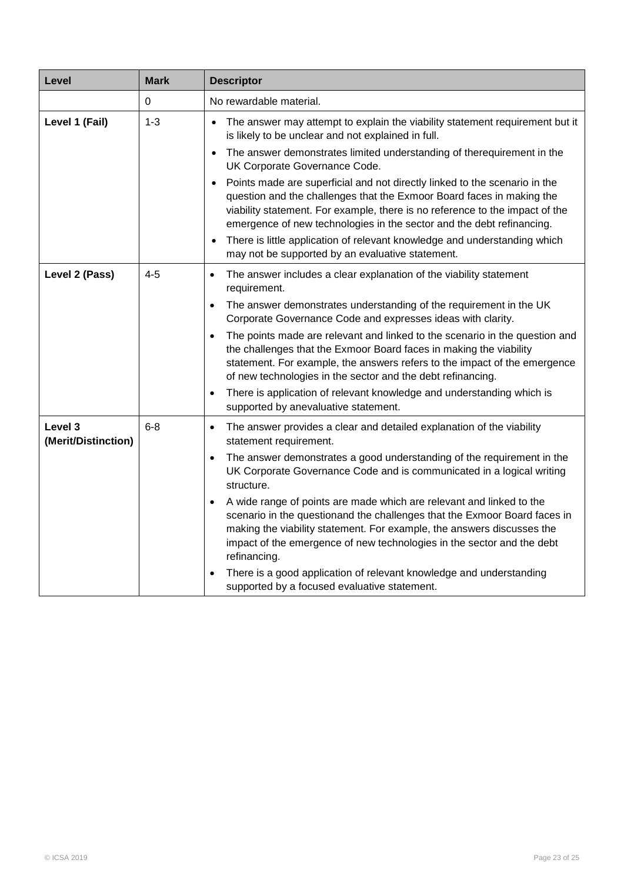| Level | Mark | Descriptor |
|---|---|---|
| | 0 | No rewardable material. |
| **Level 1 (Fail)** | 1-3 | • The answer may attempt to explain the viability statement requirement but it is likely to be unclear and not explained in full.<br>• The answer demonstrates limited understanding of therequirement in the UK Corporate Governance Code.<br>• Points made are superficial and not directly linked to the scenario in the question and the challenges that the Exmoor Board faces in making the viability statement. For example, there is no reference to the impact of the emergence of new technologies in the sector and the debt refinancing.<br>• There is little application of relevant knowledge and understanding which may not be supported by an evaluative statement. |
| **Level 2 (Pass)** | 4-5 | • The answer includes a clear explanation of the viability statement requirement.<br>• The answer demonstrates understanding of the requirement in the UK Corporate Governance Code and expresses ideas with clarity.<br>• The points made are relevant and linked to the scenario in the question and the challenges that the Exmoor Board faces in making the viability statement. For example, the answers refers to the impact of the emergence of new technologies in the sector and the debt refinancing.<br>• There is application of relevant knowledge and understanding which is supported by anevaluative statement. |
| **Level 3 (Merit/Distinction)** | 6-8 | • The answer provides a clear and detailed explanation of the viability statement requirement.<br>• The answer demonstrates a good understanding of the requirement in the UK Corporate Governance Code and is communicated in a logical writing structure.<br>• A wide range of points are made which are relevant and linked to the scenario in the questionand the challenges that the Exmoor Board faces in making the viability statement. For example, the answers discusses the impact of the emergence of new technologies in the sector and the debt refinancing.<br>• There is a good application of relevant knowledge and understanding supported by a focused evaluative statement. |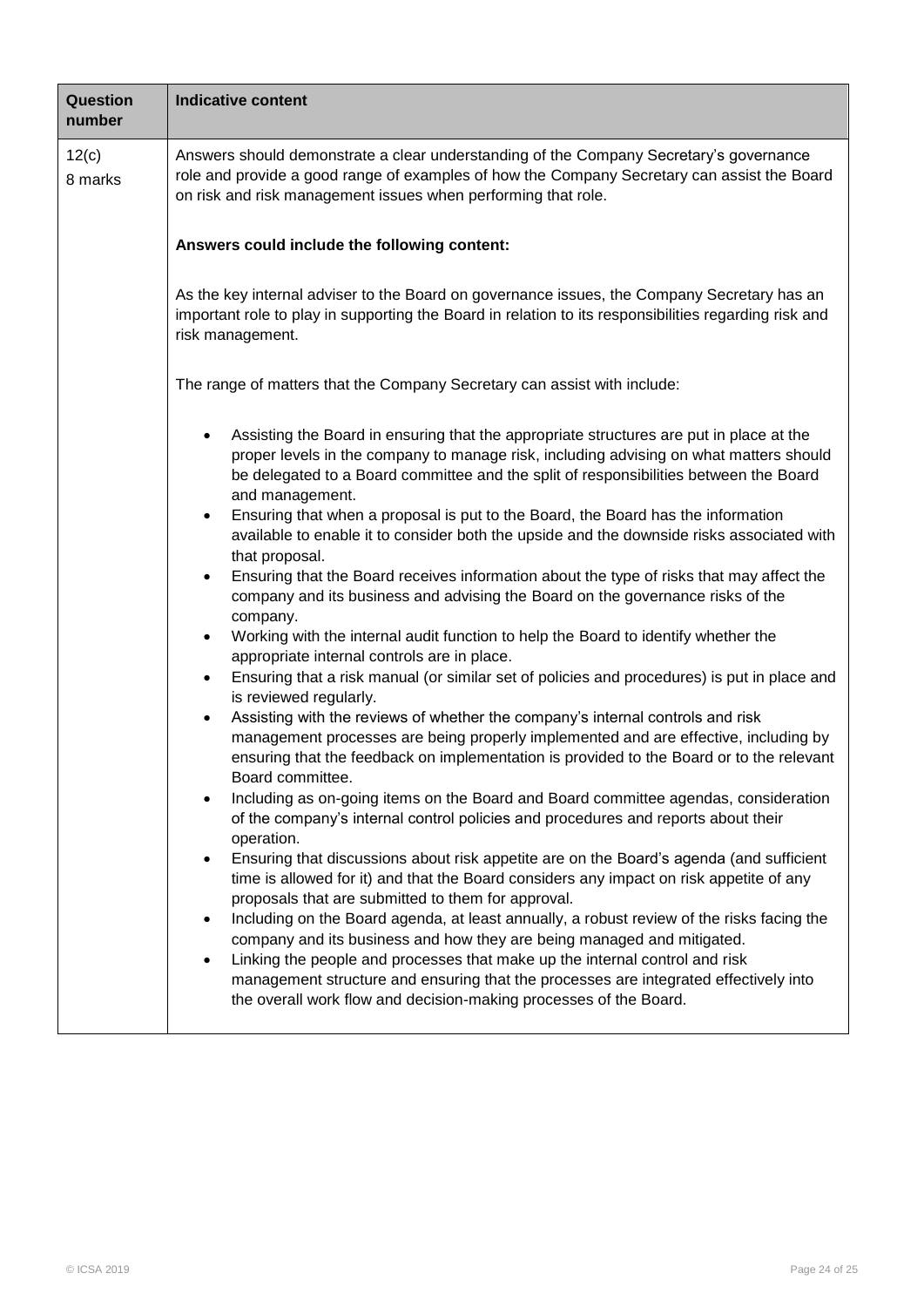| Question number | Indicative content |
|---|---|
| 12(c)<br>8 marks | Answers should demonstrate a clear understanding of the Company Secretary's governance role and provide a good range of examples of how the Company Secretary can assist the Board on risk and risk management issues when performing that role.<br><br>**Answers could include the following content:**<br><br>As the key internal adviser to the Board on governance issues, the Company Secretary has an important role to play in supporting the Board in relation to its responsibilities regarding risk and risk management.<br><br>The range of matters that the Company Secretary can assist with include:<br><br>• Assisting the Board in ensuring that the appropriate structures are put in place at the proper levels in the company to manage risk, including advising on what matters should be delegated to a Board committee and the split of responsibilities between the Board and management.<br>• Ensuring that when a proposal is put to the Board, the Board has the information available to enable it to consider both the upside and the downside risks associated with that proposal.<br>• Ensuring that the Board receives information about the type of risks that may affect the company and its business and advising the Board on the governance risks of the company.<br>• Working with the internal audit function to help the Board to identify whether the appropriate internal controls are in place.<br>• Ensuring that a risk manual (or similar set of policies and procedures) is put in place and is reviewed regularly.<br>• Assisting with the reviews of whether the company's internal controls and risk management processes are being properly implemented and are effective, including by ensuring that the feedback on implementation is provided to the Board or to the relevant Board committee.<br>• Including as on-going items on the Board and Board committee agendas, consideration of the company's internal control policies and procedures and reports about their operation.<br>• Ensuring that discussions about risk appetite are on the Board's agenda (and sufficient time is allowed for it) and that the Board considers any impact on risk appetite of any proposals that are submitted to them for approval.<br>• Including on the Board agenda, at least annually, a robust review of the risks facing the company and its business and how they are being managed and mitigated.<br>• Linking the people and processes that make up the internal control and risk management structure and ensuring that the processes are integrated effectively into the overall work flow and decision-making processes of the Board. |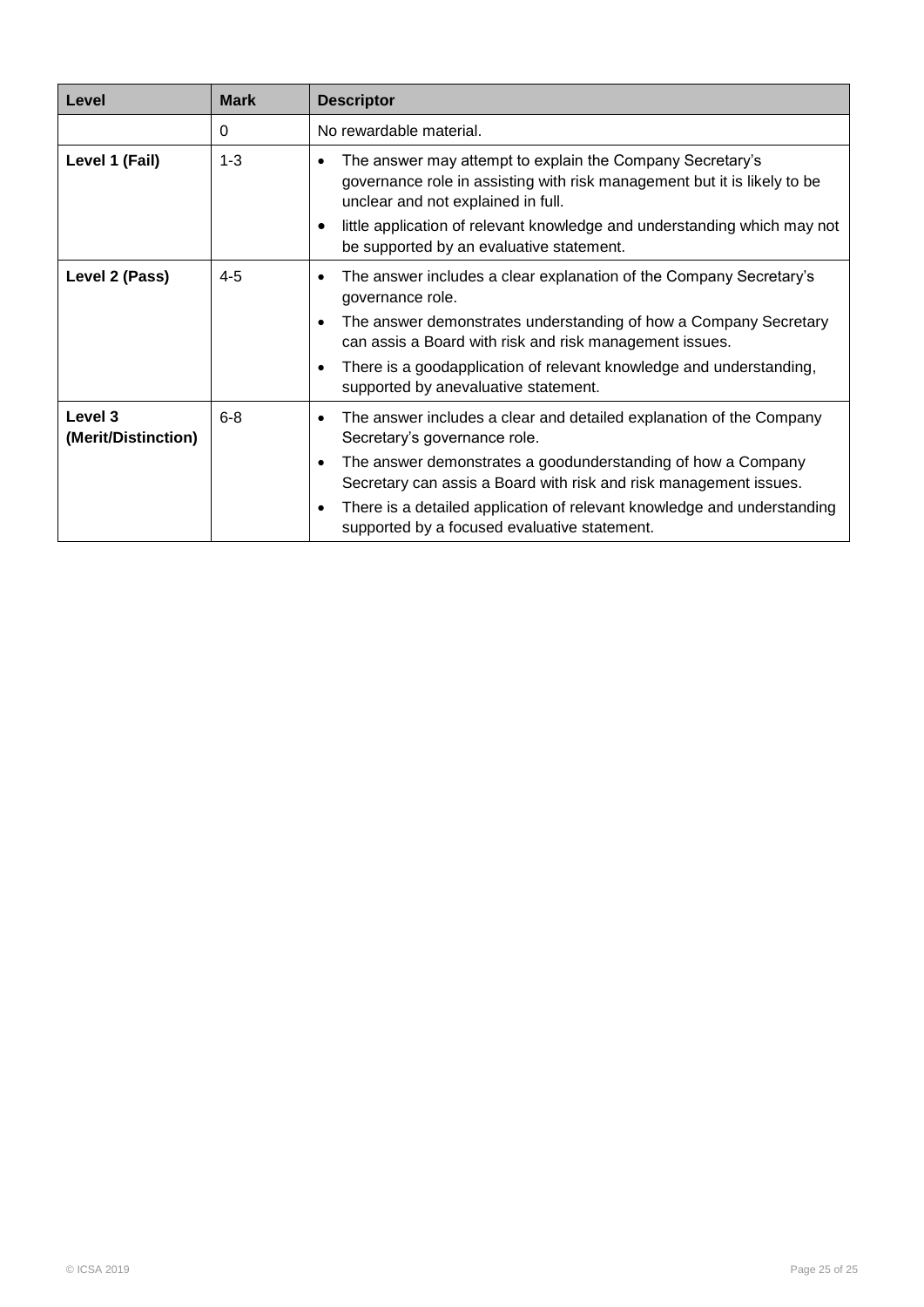| Level | Mark | Descriptor |
|---|---|---|
| | 0 | No rewardable material. |
| **Level 1 (Fail)** | 1-3 | • The answer may attempt to explain the Company Secretary's governance role in assisting with risk management but it is likely to be unclear and not explained in full.<br>• little application of relevant knowledge and understanding which may not be supported by an evaluative statement. |
| **Level 2 (Pass)** | 4-5 | • The answer includes a clear explanation of the Company Secretary's governance role.<br>• The answer demonstrates understanding of how a Company Secretary can assis a Board with risk and risk management issues.<br>• There is a goodapplication of relevant knowledge and understanding, supported by anevaluative statement. |
| **Level 3 (Merit/Distinction)** | 6-8 | • The answer includes a clear and detailed explanation of the Company Secretary's governance role.<br>• The answer demonstrates a goodunderstanding of how a Company Secretary can assis a Board with risk and risk management issues.<br>• There is a detailed application of relevant knowledge and understanding supported by a focused evaluative statement. |